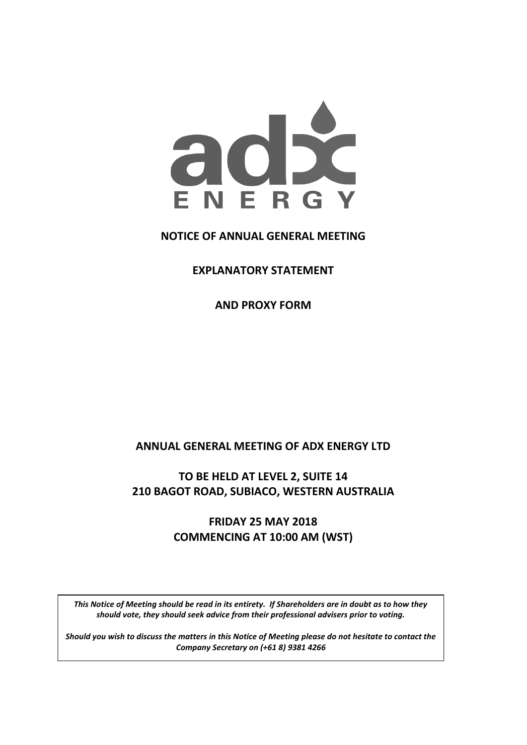adx ENERGY

# NOTICE OF ANNUAL GENERAL MEETING

## EXPLANATORY STATEMENT

## AND PROXY FORM

## ANNUAL GENERAL MEETING OF ADX ENERGY LTD

## TO BE HELD AT LEVEL 2, SUITE 14 210 BAGOT ROAD, SUBIACO, WESTERN AUSTRALIA

## FRIDAY 25 MAY 2018 COMMENCING AT 10:00 AM (WST)

***This Notice of Meeting should be read in its entirety. If Shareholders are in doubt as to how they should vote, they should seek advice from their professional advisers prior to voting.***

***Should you wish to discuss the matters in this Notice of Meeting please do not hesitate to contact the Company Secretary on (+61 8) 9381 4266***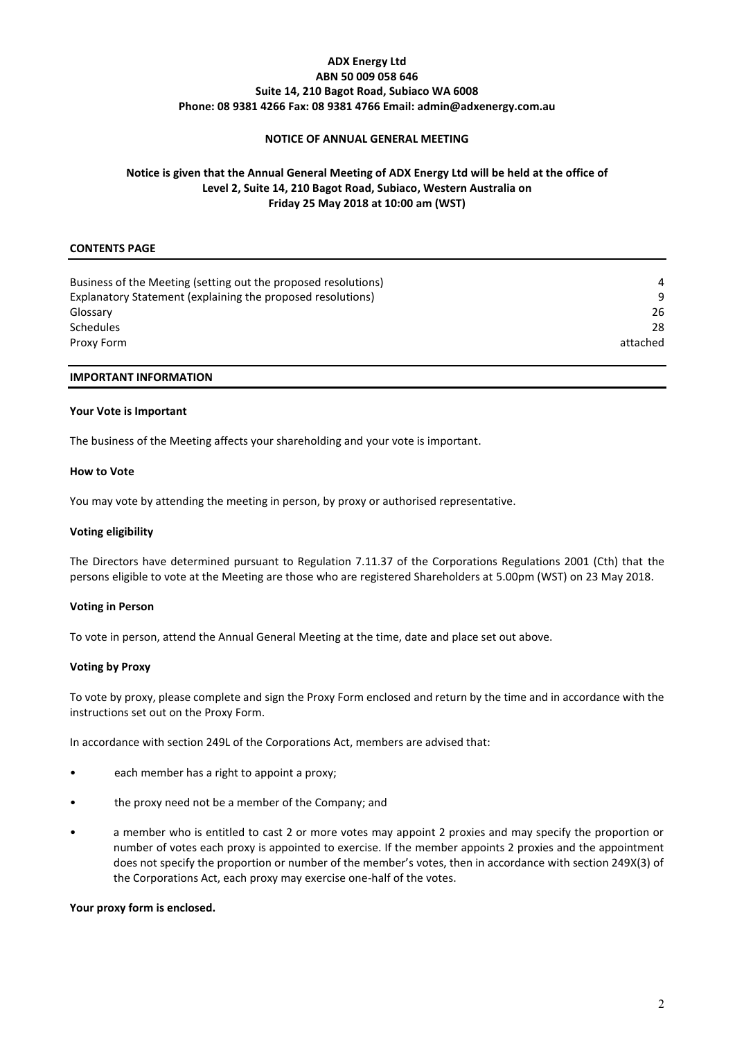**ADX Energy Ltd**
**ABN 50 009 058 646**
**Suite 14, 210 Bagot Road, Subiaco WA 6008**
**Phone: 08 9381 4266 Fax: 08 9381 4766 Email: admin@adxenergy.com.au**

# NOTICE OF ANNUAL GENERAL MEETING

**Notice is given that the Annual General Meeting of ADX Energy Ltd will be held at the office of Level 2, Suite 14, 210 Bagot Road, Subiaco, Western Australia on Friday 25 May 2018 at 10:00 am (WST)**

## CONTENTS PAGE

| | |
|---|---|
| Business of the Meeting (setting out the proposed resolutions) | 4 |
| Explanatory Statement (explaining the proposed resolutions) | 9 |
| Glossary | 26 |
| Schedules | 28 |
| Proxy Form | attached |

## IMPORTANT INFORMATION

### Your Vote is Important

The business of the Meeting affects your shareholding and your vote is important.

### How to Vote

You may vote by attending the meeting in person, by proxy or authorised representative.

### Voting eligibility

The Directors have determined pursuant to Regulation 7.11.37 of the Corporations Regulations 2001 (Cth) that the persons eligible to vote at the Meeting are those who are registered Shareholders at 5.00pm (WST) on 23 May 2018.

### Voting in Person

To vote in person, attend the Annual General Meeting at the time, date and place set out above.

### Voting by Proxy

To vote by proxy, please complete and sign the Proxy Form enclosed and return by the time and in accordance with the instructions set out on the Proxy Form.

In accordance with section 249L of the Corporations Act, members are advised that:

- each member has a right to appoint a proxy;
- the proxy need not be a member of the Company; and
- a member who is entitled to cast 2 or more votes may appoint 2 proxies and may specify the proportion or number of votes each proxy is appointed to exercise. If the member appoints 2 proxies and the appointment does not specify the proportion or number of the member's votes, then in accordance with section 249X(3) of the Corporations Act, each proxy may exercise one-half of the votes.

**Your proxy form is enclosed.**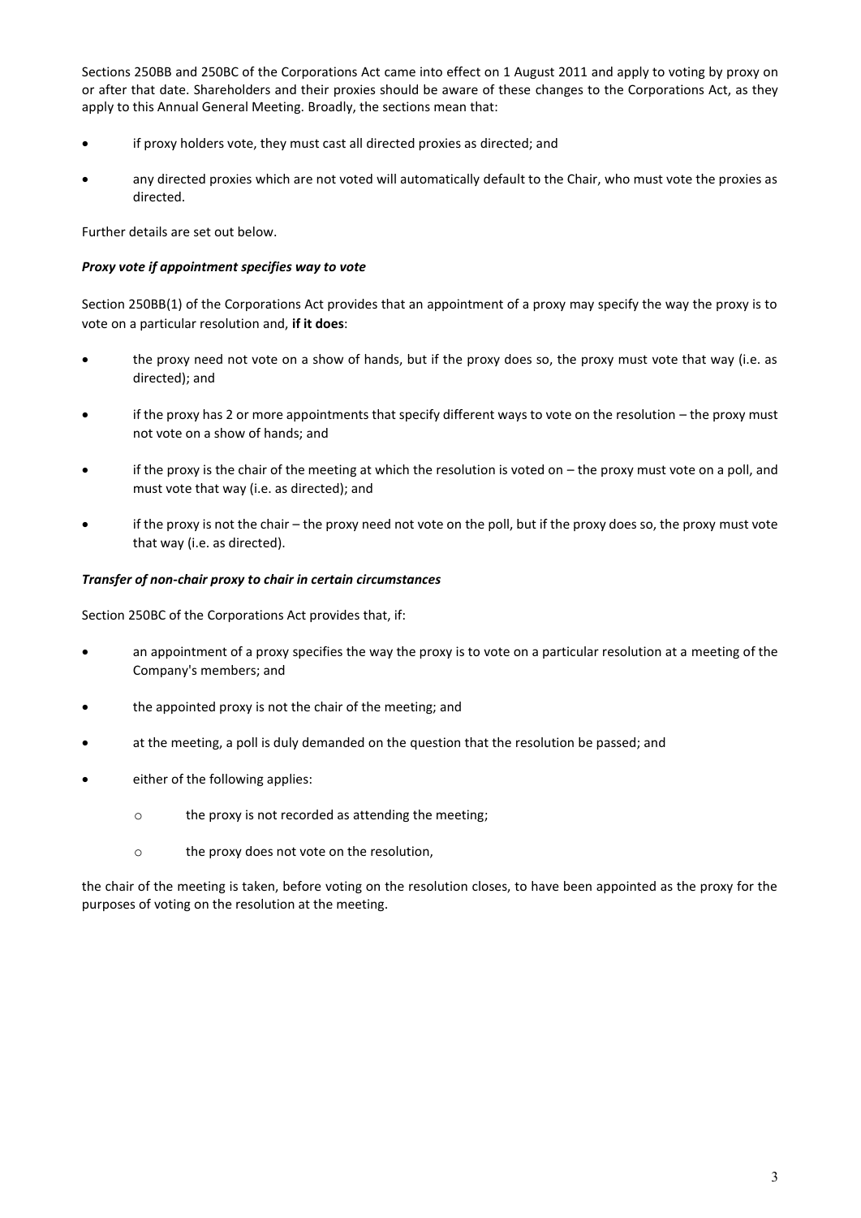Sections 250BB and 250BC of the Corporations Act came into effect on 1 August 2011 and apply to voting by proxy on or after that date. Shareholders and their proxies should be aware of these changes to the Corporations Act, as they apply to this Annual General Meeting. Broadly, the sections mean that:

- if proxy holders vote, they must cast all directed proxies as directed; and
- any directed proxies which are not voted will automatically default to the Chair, who must vote the proxies as directed.

Further details are set out below.

***Proxy vote if appointment specifies way to vote***

Section 250BB(1) of the Corporations Act provides that an appointment of a proxy may specify the way the proxy is to vote on a particular resolution and, **if it does**:

- the proxy need not vote on a show of hands, but if the proxy does so, the proxy must vote that way (i.e. as directed); and
- if the proxy has 2 or more appointments that specify different ways to vote on the resolution – the proxy must not vote on a show of hands; and
- if the proxy is the chair of the meeting at which the resolution is voted on – the proxy must vote on a poll, and must vote that way (i.e. as directed); and
- if the proxy is not the chair – the proxy need not vote on the poll, but if the proxy does so, the proxy must vote that way (i.e. as directed).

***Transfer of non-chair proxy to chair in certain circumstances***

Section 250BC of the Corporations Act provides that, if:

- an appointment of a proxy specifies the way the proxy is to vote on a particular resolution at a meeting of the Company's members; and
- the appointed proxy is not the chair of the meeting; and
- at the meeting, a poll is duly demanded on the question that the resolution be passed; and
- either of the following applies:
    - the proxy is not recorded as attending the meeting;
    - the proxy does not vote on the resolution,

the chair of the meeting is taken, before voting on the resolution closes, to have been appointed as the proxy for the purposes of voting on the resolution at the meeting.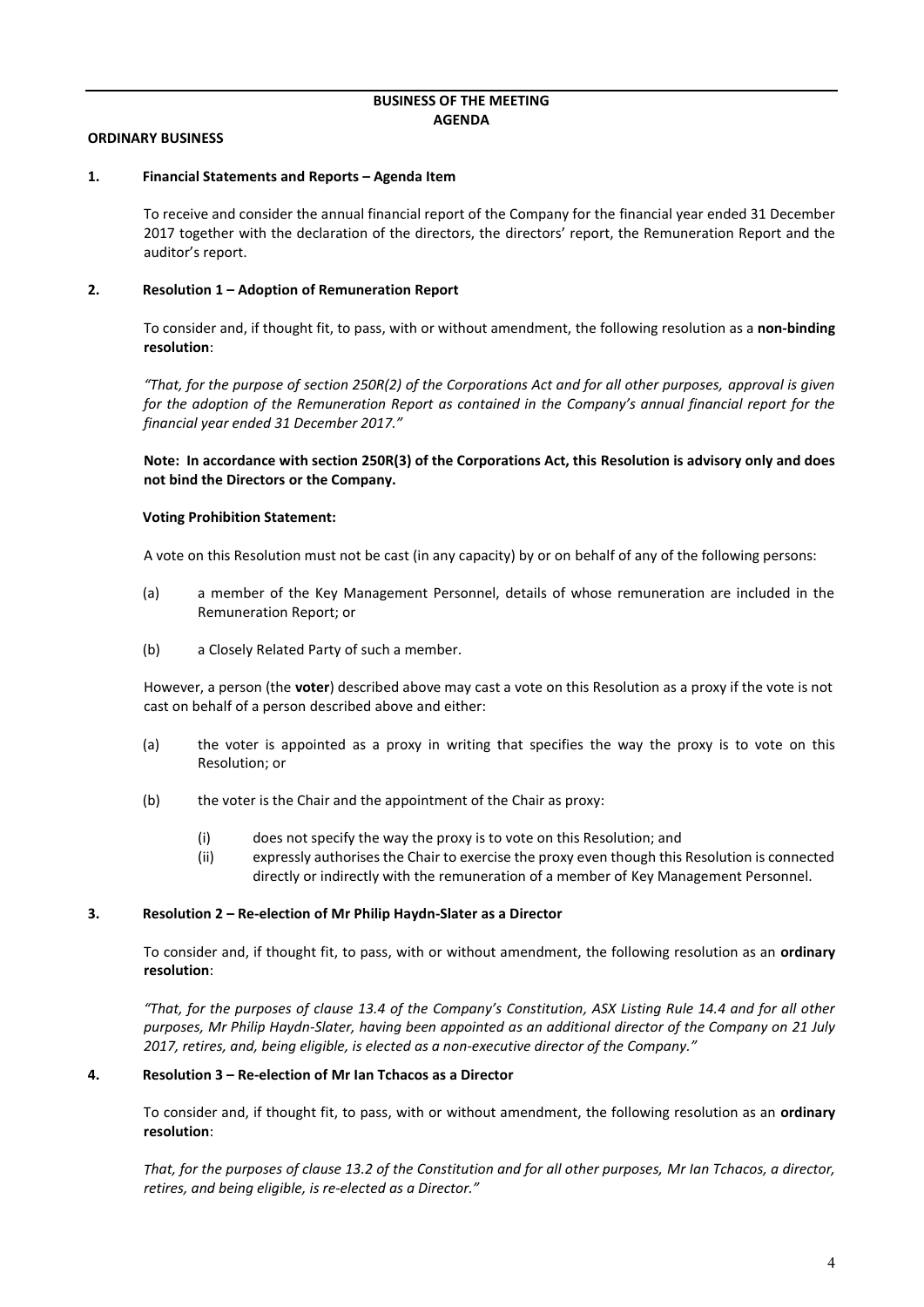## BUSINESS OF THE MEETING
## AGENDA

**ORDINARY BUSINESS**

### 1. Financial Statements and Reports – Agenda Item

To receive and consider the annual financial report of the Company for the financial year ended 31 December 2017 together with the declaration of the directors, the directors' report, the Remuneration Report and the auditor's report.

### 2. Resolution 1 – Adoption of Remuneration Report

To consider and, if thought fit, to pass, with or without amendment, the following resolution as a **non-binding resolution**:

*"That, for the purpose of section 250R(2) of the Corporations Act and for all other purposes, approval is given for the adoption of the Remuneration Report as contained in the Company's annual financial report for the financial year ended 31 December 2017."*

**Note: In accordance with section 250R(3) of the Corporations Act, this Resolution is advisory only and does not bind the Directors or the Company.**

**Voting Prohibition Statement:**

A vote on this Resolution must not be cast (in any capacity) by or on behalf of any of the following persons:

(a) a member of the Key Management Personnel, details of whose remuneration are included in the Remuneration Report; or

(b) a Closely Related Party of such a member.

However, a person (the **voter**) described above may cast a vote on this Resolution as a proxy if the vote is not cast on behalf of a person described above and either:

(a) the voter is appointed as a proxy in writing that specifies the way the proxy is to vote on this Resolution; or

(b) the voter is the Chair and the appointment of the Chair as proxy:

- (i) does not specify the way the proxy is to vote on this Resolution; and
- (ii) expressly authorises the Chair to exercise the proxy even though this Resolution is connected directly or indirectly with the remuneration of a member of Key Management Personnel.

### 3. Resolution 2 – Re-election of Mr Philip Haydn-Slater as a Director

To consider and, if thought fit, to pass, with or without amendment, the following resolution as an **ordinary resolution**:

*"That, for the purposes of clause 13.4 of the Company's Constitution, ASX Listing Rule 14.4 and for all other purposes, Mr Philip Haydn-Slater, having been appointed as an additional director of the Company on 21 July 2017, retires, and, being eligible, is elected as a non-executive director of the Company."*

### 4. Resolution 3 – Re-election of Mr Ian Tchacos as a Director

To consider and, if thought fit, to pass, with or without amendment, the following resolution as an **ordinary resolution**:

*That, for the purposes of clause 13.2 of the Constitution and for all other purposes, Mr Ian Tchacos, a director, retires, and being eligible, is re-elected as a Director."*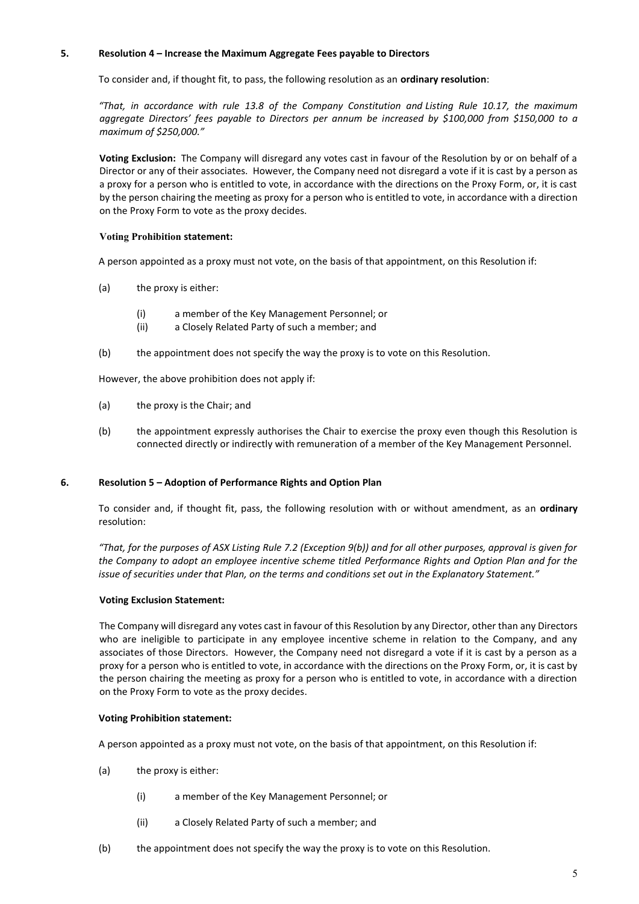## 5. Resolution 4 – Increase the Maximum Aggregate Fees payable to Directors

To consider and, if thought fit, to pass, the following resolution as an **ordinary resolution**:

*"That, in accordance with rule 13.8 of the Company Constitution and Listing Rule 10.17, the maximum aggregate Directors' fees payable to Directors per annum be increased by $100,000 from $150,000 to a maximum of $250,000."*

**Voting Exclusion:** The Company will disregard any votes cast in favour of the Resolution by or on behalf of a Director or any of their associates. However, the Company need not disregard a vote if it is cast by a person as a proxy for a person who is entitled to vote, in accordance with the directions on the Proxy Form, or, it is cast by the person chairing the meeting as proxy for a person who is entitled to vote, in accordance with a direction on the Proxy Form to vote as the proxy decides.

**Voting Prohibition statement:**

A person appointed as a proxy must not vote, on the basis of that appointment, on this Resolution if:

(a) the proxy is either:

 (i) a member of the Key Management Personnel; or
 (ii) a Closely Related Party of such a member; and

(b) the appointment does not specify the way the proxy is to vote on this Resolution.

However, the above prohibition does not apply if:

(a) the proxy is the Chair; and

(b) the appointment expressly authorises the Chair to exercise the proxy even though this Resolution is connected directly or indirectly with remuneration of a member of the Key Management Personnel.

## 6. Resolution 5 – Adoption of Performance Rights and Option Plan

To consider and, if thought fit, pass, the following resolution with or without amendment, as an **ordinary** resolution:

*"That, for the purposes of ASX Listing Rule 7.2 (Exception 9(b)) and for all other purposes, approval is given for the Company to adopt an employee incentive scheme titled Performance Rights and Option Plan and for the issue of securities under that Plan, on the terms and conditions set out in the Explanatory Statement."*

**Voting Exclusion Statement:**

The Company will disregard any votes cast in favour of this Resolution by any Director, other than any Directors who are ineligible to participate in any employee incentive scheme in relation to the Company, and any associates of those Directors. However, the Company need not disregard a vote if it is cast by a person as a proxy for a person who is entitled to vote, in accordance with the directions on the Proxy Form, or, it is cast by the person chairing the meeting as proxy for a person who is entitled to vote, in accordance with a direction on the Proxy Form to vote as the proxy decides.

**Voting Prohibition statement:**

A person appointed as a proxy must not vote, on the basis of that appointment, on this Resolution if:

(a) the proxy is either:

 (i) a member of the Key Management Personnel; or

 (ii) a Closely Related Party of such a member; and

(b) the appointment does not specify the way the proxy is to vote on this Resolution.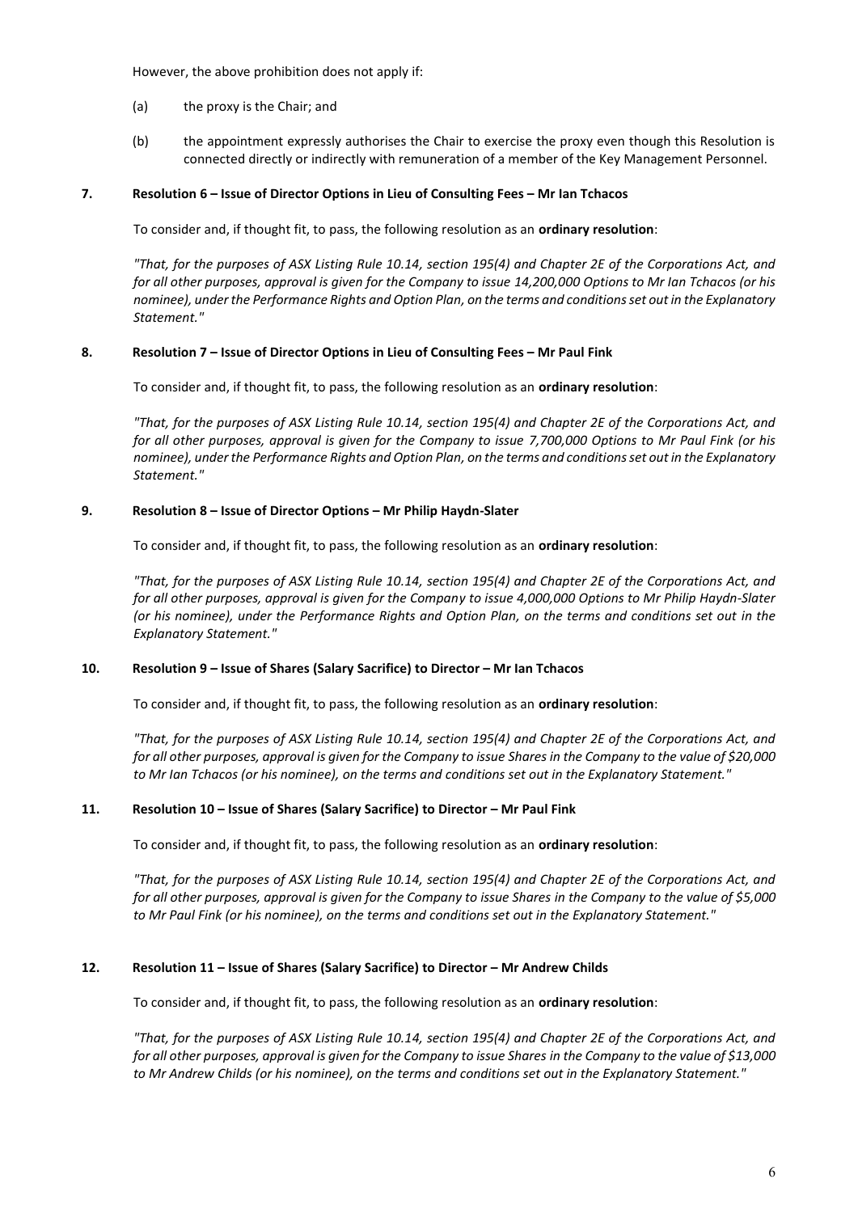However, the above prohibition does not apply if:

(a) the proxy is the Chair; and

(b) the appointment expressly authorises the Chair to exercise the proxy even though this Resolution is connected directly or indirectly with remuneration of a member of the Key Management Personnel.

## 7. Resolution 6 – Issue of Director Options in Lieu of Consulting Fees – Mr Ian Tchacos

To consider and, if thought fit, to pass, the following resolution as an **ordinary resolution**:

*"That, for the purposes of ASX Listing Rule 10.14, section 195(4) and Chapter 2E of the Corporations Act, and for all other purposes, approval is given for the Company to issue 14,200,000 Options to Mr Ian Tchacos (or his nominee), under the Performance Rights and Option Plan, on the terms and conditions set out in the Explanatory Statement."*

## 8. Resolution 7 – Issue of Director Options in Lieu of Consulting Fees – Mr Paul Fink

To consider and, if thought fit, to pass, the following resolution as an **ordinary resolution**:

*"That, for the purposes of ASX Listing Rule 10.14, section 195(4) and Chapter 2E of the Corporations Act, and for all other purposes, approval is given for the Company to issue 7,700,000 Options to Mr Paul Fink (or his nominee), under the Performance Rights and Option Plan, on the terms and conditions set out in the Explanatory Statement."*

## 9. Resolution 8 – Issue of Director Options – Mr Philip Haydn-Slater

To consider and, if thought fit, to pass, the following resolution as an **ordinary resolution**:

*"That, for the purposes of ASX Listing Rule 10.14, section 195(4) and Chapter 2E of the Corporations Act, and for all other purposes, approval is given for the Company to issue 4,000,000 Options to Mr Philip Haydn-Slater (or his nominee), under the Performance Rights and Option Plan, on the terms and conditions set out in the Explanatory Statement."*

## 10. Resolution 9 – Issue of Shares (Salary Sacrifice) to Director – Mr Ian Tchacos

To consider and, if thought fit, to pass, the following resolution as an **ordinary resolution**:

*"That, for the purposes of ASX Listing Rule 10.14, section 195(4) and Chapter 2E of the Corporations Act, and for all other purposes, approval is given for the Company to issue Shares in the Company to the value of $20,000 to Mr Ian Tchacos (or his nominee), on the terms and conditions set out in the Explanatory Statement."*

## 11. Resolution 10 – Issue of Shares (Salary Sacrifice) to Director – Mr Paul Fink

To consider and, if thought fit, to pass, the following resolution as an **ordinary resolution**:

*"That, for the purposes of ASX Listing Rule 10.14, section 195(4) and Chapter 2E of the Corporations Act, and for all other purposes, approval is given for the Company to issue Shares in the Company to the value of $5,000 to Mr Paul Fink (or his nominee), on the terms and conditions set out in the Explanatory Statement."*

## 12. Resolution 11 – Issue of Shares (Salary Sacrifice) to Director – Mr Andrew Childs

To consider and, if thought fit, to pass, the following resolution as an **ordinary resolution**:

*"That, for the purposes of ASX Listing Rule 10.14, section 195(4) and Chapter 2E of the Corporations Act, and for all other purposes, approval is given for the Company to issue Shares in the Company to the value of $13,000 to Mr Andrew Childs (or his nominee), on the terms and conditions set out in the Explanatory Statement."*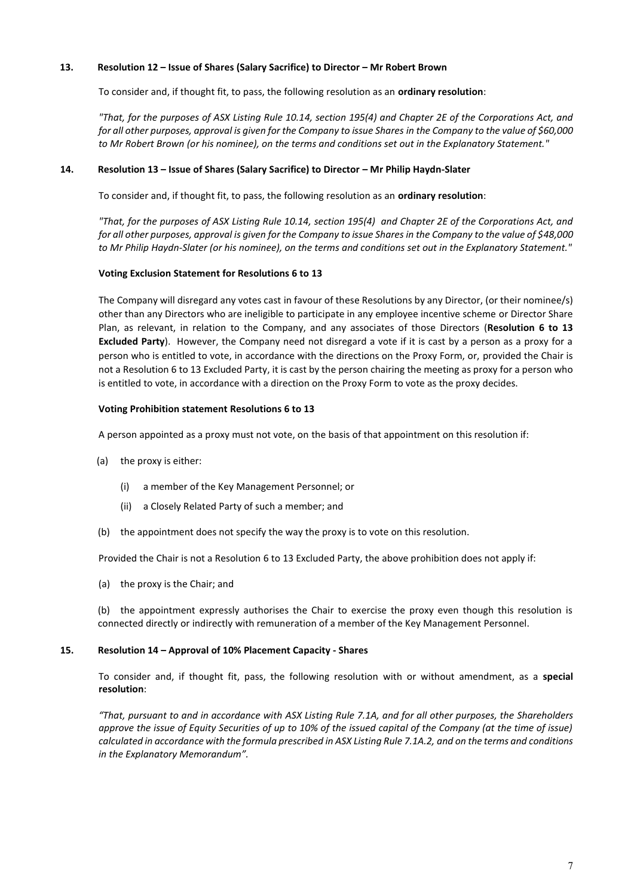### 13. Resolution 12 – Issue of Shares (Salary Sacrifice) to Director – Mr Robert Brown

To consider and, if thought fit, to pass, the following resolution as an **ordinary resolution**:

*"That, for the purposes of ASX Listing Rule 10.14, section 195(4) and Chapter 2E of the Corporations Act, and for all other purposes, approval is given for the Company to issue Shares in the Company to the value of $60,000 to Mr Robert Brown (or his nominee), on the terms and conditions set out in the Explanatory Statement."*

### 14. Resolution 13 – Issue of Shares (Salary Sacrifice) to Director – Mr Philip Haydn-Slater

To consider and, if thought fit, to pass, the following resolution as an **ordinary resolution**:

*"That, for the purposes of ASX Listing Rule 10.14, section 195(4) and Chapter 2E of the Corporations Act, and for all other purposes, approval is given for the Company to issue Shares in the Company to the value of $48,000 to Mr Philip Haydn-Slater (or his nominee), on the terms and conditions set out in the Explanatory Statement."*

**Voting Exclusion Statement for Resolutions 6 to 13**

The Company will disregard any votes cast in favour of these Resolutions by any Director, (or their nominee/s) other than any Directors who are ineligible to participate in any employee incentive scheme or Director Share Plan, as relevant, in relation to the Company, and any associates of those Directors (**Resolution 6 to 13 Excluded Party**). However, the Company need not disregard a vote if it is cast by a person as a proxy for a person who is entitled to vote, in accordance with the directions on the Proxy Form, or, provided the Chair is not a Resolution 6 to 13 Excluded Party, it is cast by the person chairing the meeting as proxy for a person who is entitled to vote, in accordance with a direction on the Proxy Form to vote as the proxy decides.

**Voting Prohibition statement Resolutions 6 to 13**

A person appointed as a proxy must not vote, on the basis of that appointment on this resolution if:

(a) the proxy is either:

   (i) a member of the Key Management Personnel; or

   (ii) a Closely Related Party of such a member; and

(b) the appointment does not specify the way the proxy is to vote on this resolution.

Provided the Chair is not a Resolution 6 to 13 Excluded Party, the above prohibition does not apply if:

(a) the proxy is the Chair; and

(b) the appointment expressly authorises the Chair to exercise the proxy even though this resolution is connected directly or indirectly with remuneration of a member of the Key Management Personnel.

### 15. Resolution 14 – Approval of 10% Placement Capacity - Shares

To consider and, if thought fit, pass, the following resolution with or without amendment, as a **special resolution**:

*"That, pursuant to and in accordance with ASX Listing Rule 7.1A, and for all other purposes, the Shareholders approve the issue of Equity Securities of up to 10% of the issued capital of the Company (at the time of issue) calculated in accordance with the formula prescribed in ASX Listing Rule 7.1A.2, and on the terms and conditions in the Explanatory Memorandum".*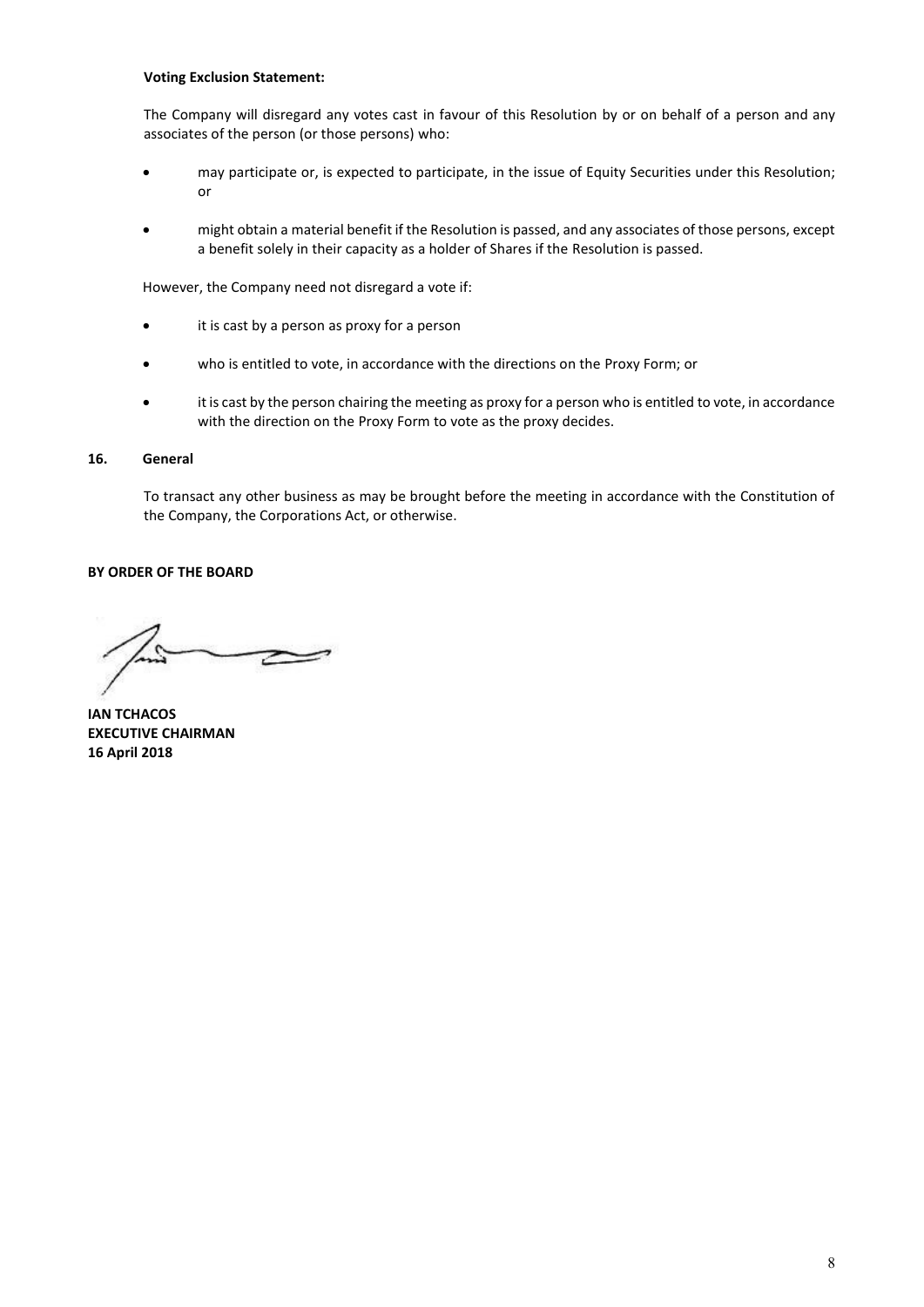**Voting Exclusion Statement:**

The Company will disregard any votes cast in favour of this Resolution by or on behalf of a person and any associates of the person (or those persons) who:

- may participate or, is expected to participate, in the issue of Equity Securities under this Resolution; or
- might obtain a material benefit if the Resolution is passed, and any associates of those persons, except a benefit solely in their capacity as a holder of Shares if the Resolution is passed.

However, the Company need not disregard a vote if:

- it is cast by a person as proxy for a person
- who is entitled to vote, in accordance with the directions on the Proxy Form; or
- it is cast by the person chairing the meeting as proxy for a person who is entitled to vote, in accordance with the direction on the Proxy Form to vote as the proxy decides.

**16. General**

To transact any other business as may be brought before the meeting in accordance with the Constitution of the Company, the Corporations Act, or otherwise.

**BY ORDER OF THE BOARD**

**IAN TCHACOS**
**EXECUTIVE CHAIRMAN**
**16 April 2018**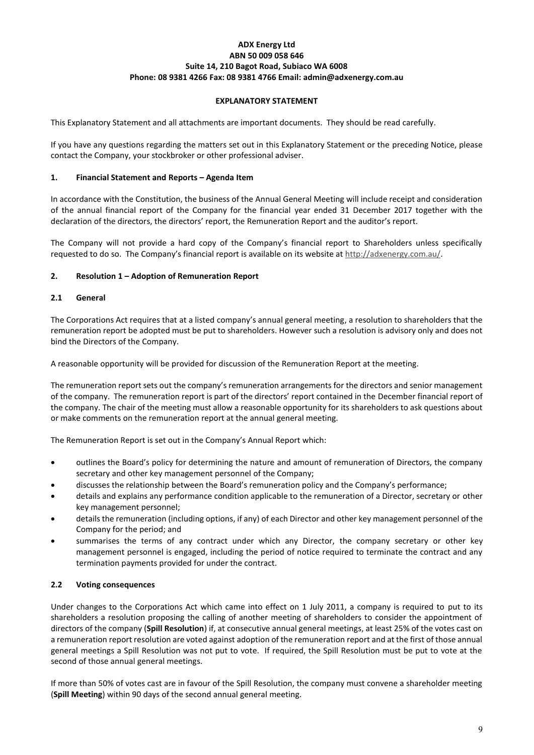**ADX Energy Ltd**
**ABN 50 009 058 646**
**Suite 14, 210 Bagot Road, Subiaco WA 6008**
**Phone: 08 9381 4266 Fax: 08 9381 4766 Email: admin@adxenergy.com.au**

**EXPLANATORY STATEMENT**

This Explanatory Statement and all attachments are important documents. They should be read carefully.

If you have any questions regarding the matters set out in this Explanatory Statement or the preceding Notice, please contact the Company, your stockbroker or other professional adviser.

## 1. Financial Statement and Reports – Agenda Item

In accordance with the Constitution, the business of the Annual General Meeting will include receipt and consideration of the annual financial report of the Company for the financial year ended 31 December 2017 together with the declaration of the directors, the directors' report, the Remuneration Report and the auditor's report.

The Company will not provide a hard copy of the Company's financial report to Shareholders unless specifically requested to do so. The Company's financial report is available on its website at http://adxenergy.com.au/.

## 2. Resolution 1 – Adoption of Remuneration Report

### 2.1 General

The Corporations Act requires that at a listed company's annual general meeting, a resolution to shareholders that the remuneration report be adopted must be put to shareholders. However such a resolution is advisory only and does not bind the Directors of the Company.

A reasonable opportunity will be provided for discussion of the Remuneration Report at the meeting.

The remuneration report sets out the company's remuneration arrangements for the directors and senior management of the company. The remuneration report is part of the directors' report contained in the December financial report of the company. The chair of the meeting must allow a reasonable opportunity for its shareholders to ask questions about or make comments on the remuneration report at the annual general meeting.

The Remuneration Report is set out in the Company's Annual Report which:

- outlines the Board's policy for determining the nature and amount of remuneration of Directors, the company secretary and other key management personnel of the Company;
- discusses the relationship between the Board's remuneration policy and the Company's performance;
- details and explains any performance condition applicable to the remuneration of a Director, secretary or other key management personnel;
- details the remuneration (including options, if any) of each Director and other key management personnel of the Company for the period; and
- summarises the terms of any contract under which any Director, the company secretary or other key management personnel is engaged, including the period of notice required to terminate the contract and any termination payments provided for under the contract.

### 2.2 Voting consequences

Under changes to the Corporations Act which came into effect on 1 July 2011, a company is required to put to its shareholders a resolution proposing the calling of another meeting of shareholders to consider the appointment of directors of the company (**Spill Resolution**) if, at consecutive annual general meetings, at least 25% of the votes cast on a remuneration report resolution are voted against adoption of the remuneration report and at the first of those annual general meetings a Spill Resolution was not put to vote. If required, the Spill Resolution must be put to vote at the second of those annual general meetings.

If more than 50% of votes cast are in favour of the Spill Resolution, the company must convene a shareholder meeting (**Spill Meeting**) within 90 days of the second annual general meeting.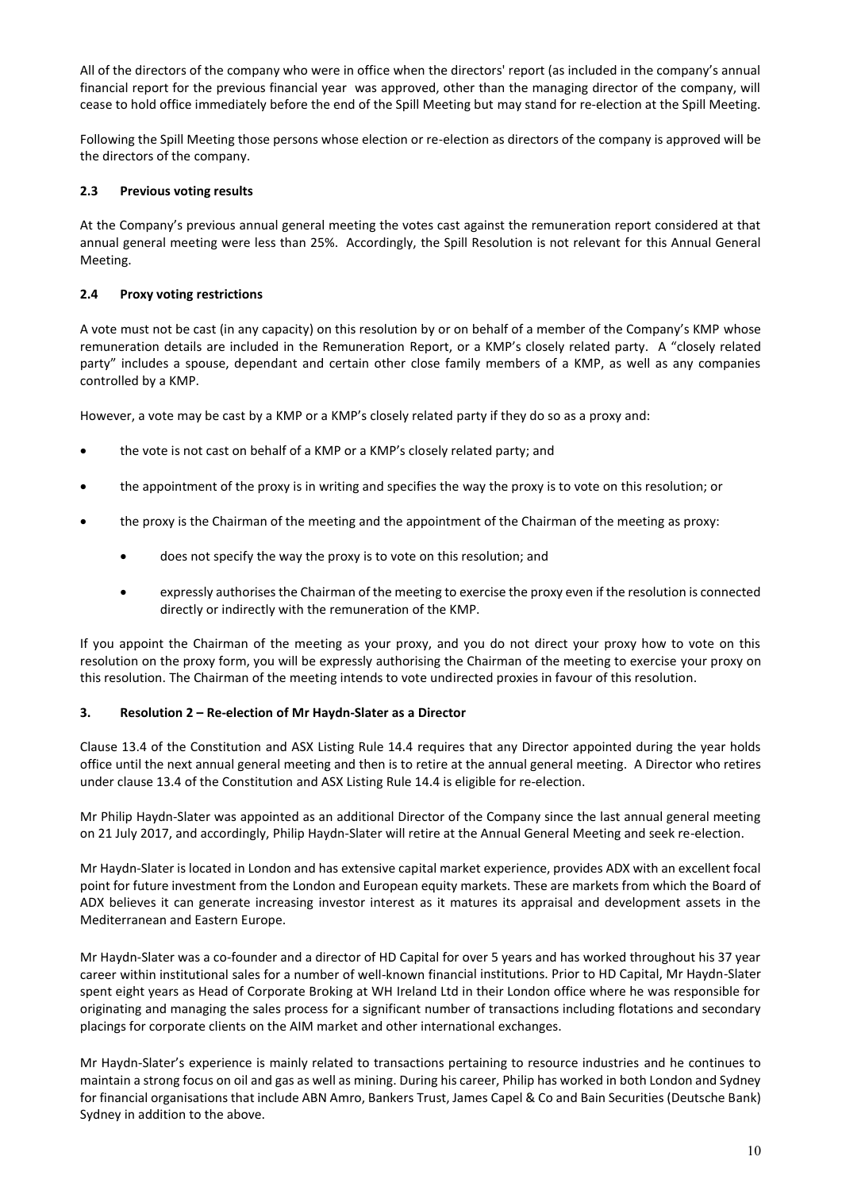All of the directors of the company who were in office when the directors' report (as included in the company's annual financial report for the previous financial year was approved, other than the managing director of the company, will cease to hold office immediately before the end of the Spill Meeting but may stand for re-election at the Spill Meeting.

Following the Spill Meeting those persons whose election or re-election as directors of the company is approved will be the directors of the company.

### 2.3 Previous voting results

At the Company's previous annual general meeting the votes cast against the remuneration report considered at that annual general meeting were less than 25%. Accordingly, the Spill Resolution is not relevant for this Annual General Meeting.

### 2.4 Proxy voting restrictions

A vote must not be cast (in any capacity) on this resolution by or on behalf of a member of the Company's KMP whose remuneration details are included in the Remuneration Report, or a KMP's closely related party. A "closely related party" includes a spouse, dependant and certain other close family members of a KMP, as well as any companies controlled by a KMP.

However, a vote may be cast by a KMP or a KMP's closely related party if they do so as a proxy and:

- the vote is not cast on behalf of a KMP or a KMP's closely related party; and
- the appointment of the proxy is in writing and specifies the way the proxy is to vote on this resolution; or
- the proxy is the Chairman of the meeting and the appointment of the Chairman of the meeting as proxy:
    - does not specify the way the proxy is to vote on this resolution; and
    - expressly authorises the Chairman of the meeting to exercise the proxy even if the resolution is connected directly or indirectly with the remuneration of the KMP.

If you appoint the Chairman of the meeting as your proxy, and you do not direct your proxy how to vote on this resolution on the proxy form, you will be expressly authorising the Chairman of the meeting to exercise your proxy on this resolution. The Chairman of the meeting intends to vote undirected proxies in favour of this resolution.

## 3. Resolution 2 – Re-election of Mr Haydn-Slater as a Director

Clause 13.4 of the Constitution and ASX Listing Rule 14.4 requires that any Director appointed during the year holds office until the next annual general meeting and then is to retire at the annual general meeting. A Director who retires under clause 13.4 of the Constitution and ASX Listing Rule 14.4 is eligible for re-election.

Mr Philip Haydn-Slater was appointed as an additional Director of the Company since the last annual general meeting on 21 July 2017, and accordingly, Philip Haydn-Slater will retire at the Annual General Meeting and seek re-election.

Mr Haydn-Slater is located in London and has extensive capital market experience, provides ADX with an excellent focal point for future investment from the London and European equity markets. These are markets from which the Board of ADX believes it can generate increasing investor interest as it matures its appraisal and development assets in the Mediterranean and Eastern Europe.

Mr Haydn-Slater was a co-founder and a director of HD Capital for over 5 years and has worked throughout his 37 year career within institutional sales for a number of well-known financial institutions. Prior to HD Capital, Mr Haydn-Slater spent eight years as Head of Corporate Broking at WH Ireland Ltd in their London office where he was responsible for originating and managing the sales process for a significant number of transactions including flotations and secondary placings for corporate clients on the AIM market and other international exchanges.

Mr Haydn-Slater's experience is mainly related to transactions pertaining to resource industries and he continues to maintain a strong focus on oil and gas as well as mining. During his career, Philip has worked in both London and Sydney for financial organisations that include ABN Amro, Bankers Trust, James Capel & Co and Bain Securities (Deutsche Bank) Sydney in addition to the above.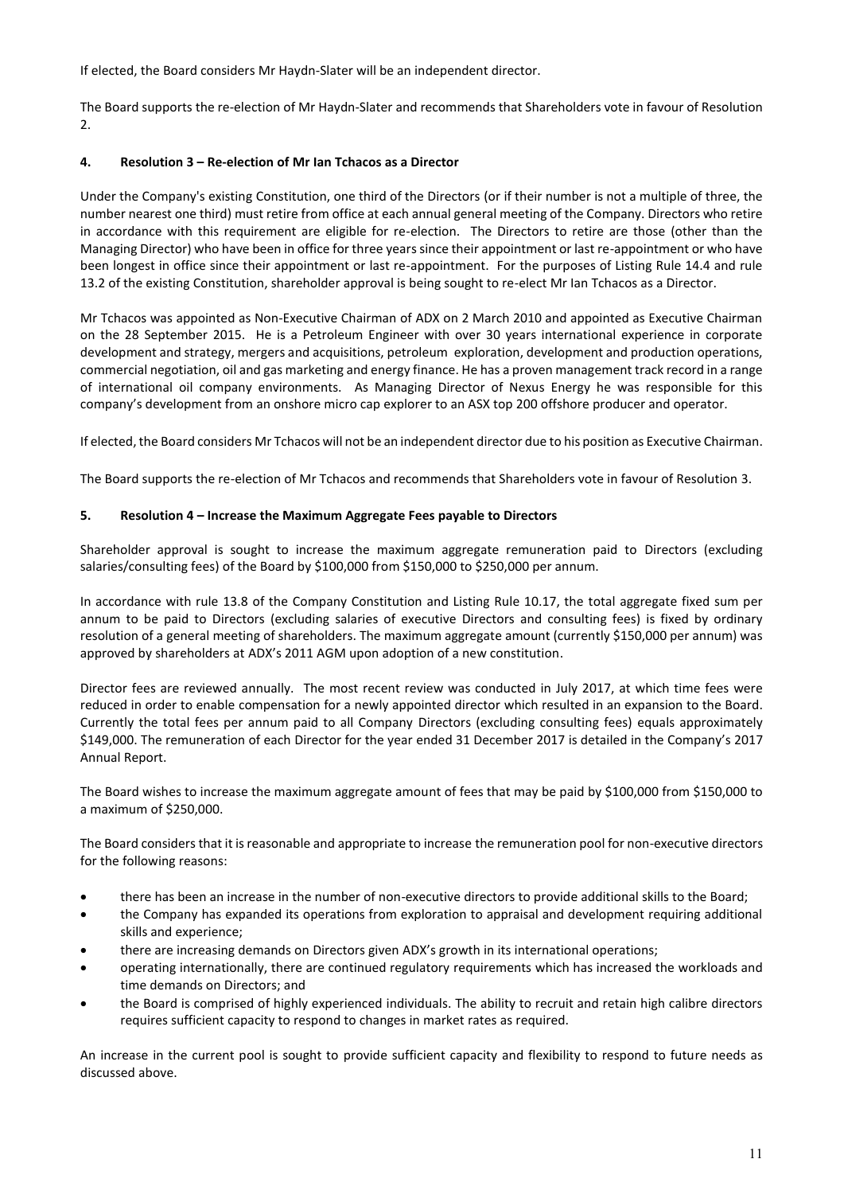If elected, the Board considers Mr Haydn-Slater will be an independent director.

The Board supports the re-election of Mr Haydn-Slater and recommends that Shareholders vote in favour of Resolution 2.

## 4. Resolution 3 – Re-election of Mr Ian Tchacos as a Director

Under the Company's existing Constitution, one third of the Directors (or if their number is not a multiple of three, the number nearest one third) must retire from office at each annual general meeting of the Company. Directors who retire in accordance with this requirement are eligible for re-election. The Directors to retire are those (other than the Managing Director) who have been in office for three years since their appointment or last re-appointment or who have been longest in office since their appointment or last re-appointment. For the purposes of Listing Rule 14.4 and rule 13.2 of the existing Constitution, shareholder approval is being sought to re-elect Mr Ian Tchacos as a Director.

Mr Tchacos was appointed as Non-Executive Chairman of ADX on 2 March 2010 and appointed as Executive Chairman on the 28 September 2015. He is a Petroleum Engineer with over 30 years international experience in corporate development and strategy, mergers and acquisitions, petroleum exploration, development and production operations, commercial negotiation, oil and gas marketing and energy finance. He has a proven management track record in a range of international oil company environments. As Managing Director of Nexus Energy he was responsible for this company's development from an onshore micro cap explorer to an ASX top 200 offshore producer and operator.

If elected, the Board considers Mr Tchacos will not be an independent director due to his position as Executive Chairman.

The Board supports the re-election of Mr Tchacos and recommends that Shareholders vote in favour of Resolution 3.

## 5. Resolution 4 – Increase the Maximum Aggregate Fees payable to Directors

Shareholder approval is sought to increase the maximum aggregate remuneration paid to Directors (excluding salaries/consulting fees) of the Board by $100,000 from $150,000 to $250,000 per annum.

In accordance with rule 13.8 of the Company Constitution and Listing Rule 10.17, the total aggregate fixed sum per annum to be paid to Directors (excluding salaries of executive Directors and consulting fees) is fixed by ordinary resolution of a general meeting of shareholders. The maximum aggregate amount (currently $150,000 per annum) was approved by shareholders at ADX's 2011 AGM upon adoption of a new constitution.

Director fees are reviewed annually. The most recent review was conducted in July 2017, at which time fees were reduced in order to enable compensation for a newly appointed director which resulted in an expansion to the Board. Currently the total fees per annum paid to all Company Directors (excluding consulting fees) equals approximately $149,000. The remuneration of each Director for the year ended 31 December 2017 is detailed in the Company's 2017 Annual Report.

The Board wishes to increase the maximum aggregate amount of fees that may be paid by $100,000 from $150,000 to a maximum of $250,000.

The Board considers that it is reasonable and appropriate to increase the remuneration pool for non-executive directors for the following reasons:

- there has been an increase in the number of non-executive directors to provide additional skills to the Board;
- the Company has expanded its operations from exploration to appraisal and development requiring additional skills and experience;
- there are increasing demands on Directors given ADX's growth in its international operations;
- operating internationally, there are continued regulatory requirements which has increased the workloads and time demands on Directors; and
- the Board is comprised of highly experienced individuals. The ability to recruit and retain high calibre directors requires sufficient capacity to respond to changes in market rates as required.

An increase in the current pool is sought to provide sufficient capacity and flexibility to respond to future needs as discussed above.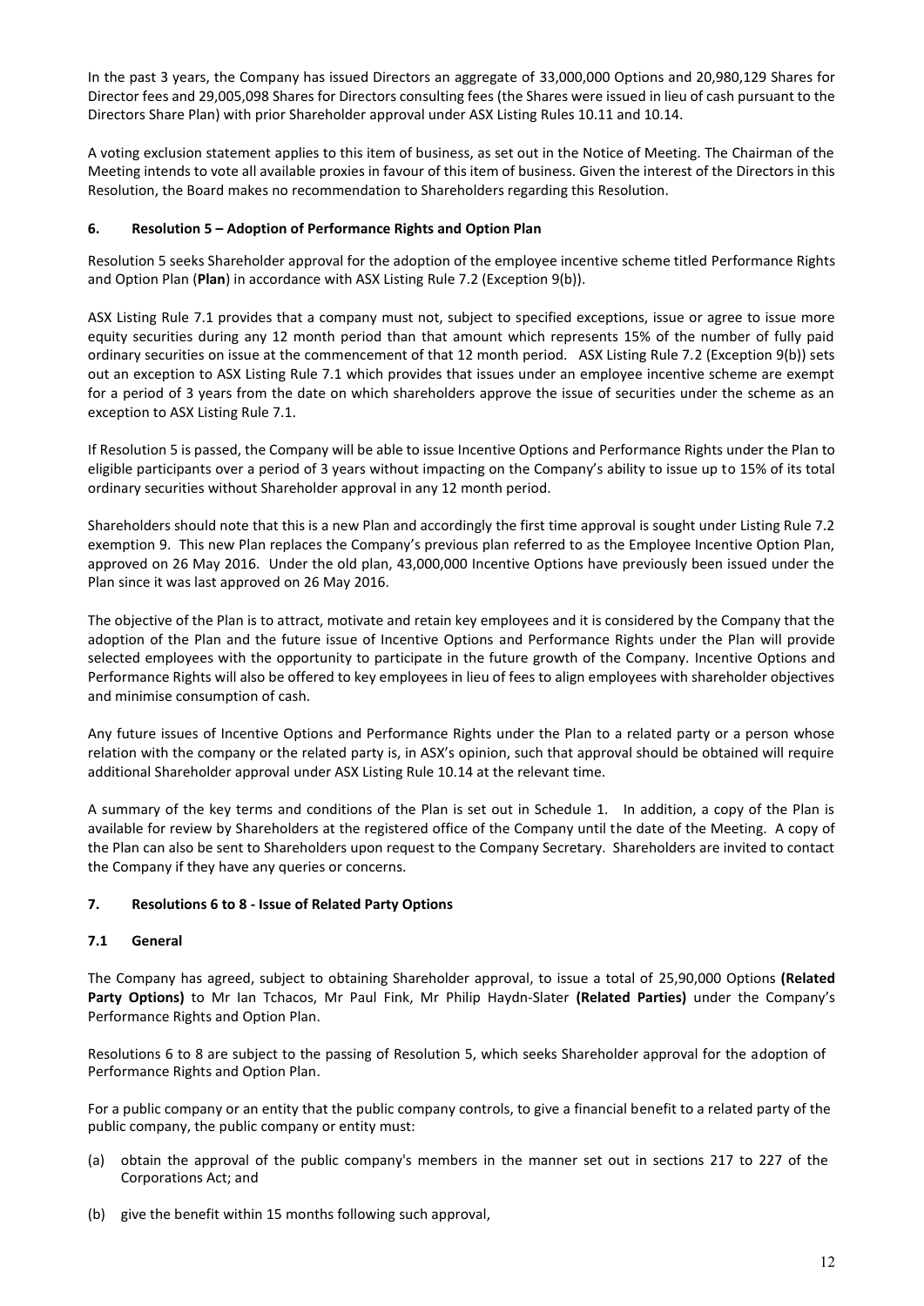In the past 3 years, the Company has issued Directors an aggregate of 33,000,000 Options and 20,980,129 Shares for Director fees and 29,005,098 Shares for Directors consulting fees (the Shares were issued in lieu of cash pursuant to the Directors Share Plan) with prior Shareholder approval under ASX Listing Rules 10.11 and 10.14.

A voting exclusion statement applies to this item of business, as set out in the Notice of Meeting. The Chairman of the Meeting intends to vote all available proxies in favour of this item of business. Given the interest of the Directors in this Resolution, the Board makes no recommendation to Shareholders regarding this Resolution.

## 6. Resolution 5 – Adoption of Performance Rights and Option Plan

Resolution 5 seeks Shareholder approval for the adoption of the employee incentive scheme titled Performance Rights and Option Plan (**Plan**) in accordance with ASX Listing Rule 7.2 (Exception 9(b)).

ASX Listing Rule 7.1 provides that a company must not, subject to specified exceptions, issue or agree to issue more equity securities during any 12 month period than that amount which represents 15% of the number of fully paid ordinary securities on issue at the commencement of that 12 month period. ASX Listing Rule 7.2 (Exception 9(b)) sets out an exception to ASX Listing Rule 7.1 which provides that issues under an employee incentive scheme are exempt for a period of 3 years from the date on which shareholders approve the issue of securities under the scheme as an exception to ASX Listing Rule 7.1.

If Resolution 5 is passed, the Company will be able to issue Incentive Options and Performance Rights under the Plan to eligible participants over a period of 3 years without impacting on the Company's ability to issue up to 15% of its total ordinary securities without Shareholder approval in any 12 month period.

Shareholders should note that this is a new Plan and accordingly the first time approval is sought under Listing Rule 7.2 exemption 9. This new Plan replaces the Company's previous plan referred to as the Employee Incentive Option Plan, approved on 26 May 2016. Under the old plan, 43,000,000 Incentive Options have previously been issued under the Plan since it was last approved on 26 May 2016.

The objective of the Plan is to attract, motivate and retain key employees and it is considered by the Company that the adoption of the Plan and the future issue of Incentive Options and Performance Rights under the Plan will provide selected employees with the opportunity to participate in the future growth of the Company. Incentive Options and Performance Rights will also be offered to key employees in lieu of fees to align employees with shareholder objectives and minimise consumption of cash.

Any future issues of Incentive Options and Performance Rights under the Plan to a related party or a person whose relation with the company or the related party is, in ASX's opinion, such that approval should be obtained will require additional Shareholder approval under ASX Listing Rule 10.14 at the relevant time.

A summary of the key terms and conditions of the Plan is set out in Schedule 1. In addition, a copy of the Plan is available for review by Shareholders at the registered office of the Company until the date of the Meeting. A copy of the Plan can also be sent to Shareholders upon request to the Company Secretary. Shareholders are invited to contact the Company if they have any queries or concerns.

## 7. Resolutions 6 to 8 - Issue of Related Party Options

### 7.1 General

The Company has agreed, subject to obtaining Shareholder approval, to issue a total of 25,90,000 Options **(Related Party Options)** to Mr Ian Tchacos, Mr Paul Fink, Mr Philip Haydn-Slater **(Related Parties)** under the Company's Performance Rights and Option Plan.

Resolutions 6 to 8 are subject to the passing of Resolution 5, which seeks Shareholder approval for the adoption of Performance Rights and Option Plan.

For a public company or an entity that the public company controls, to give a financial benefit to a related party of the public company, the public company or entity must:

(a) obtain the approval of the public company's members in the manner set out in sections 217 to 227 of the Corporations Act; and

(b) give the benefit within 15 months following such approval,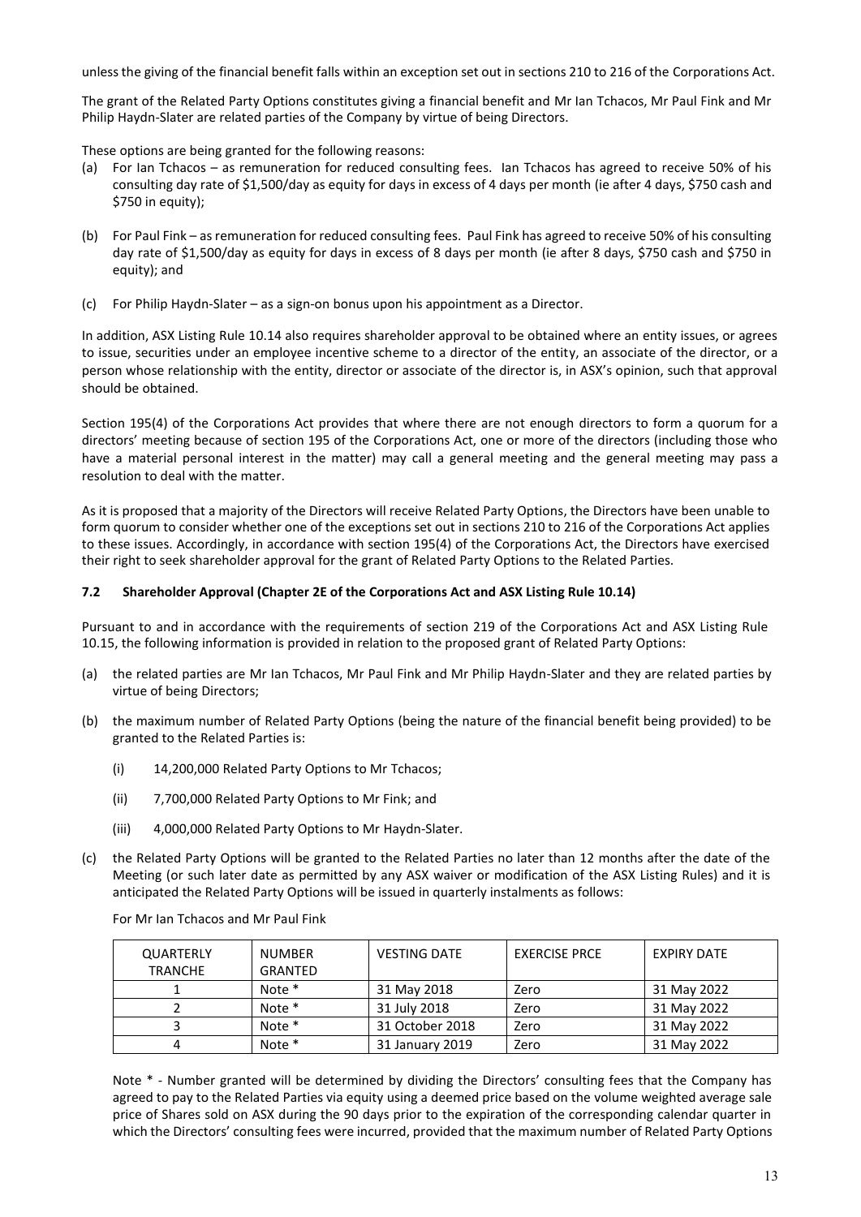unless the giving of the financial benefit falls within an exception set out in sections 210 to 216 of the Corporations Act.

The grant of the Related Party Options constitutes giving a financial benefit and Mr Ian Tchacos, Mr Paul Fink and Mr Philip Haydn-Slater are related parties of the Company by virtue of being Directors.

These options are being granted for the following reasons:

(a) For Ian Tchacos – as remuneration for reduced consulting fees. Ian Tchacos has agreed to receive 50% of his consulting day rate of $1,500/day as equity for days in excess of 4 days per month (ie after 4 days, $750 cash and $750 in equity);

(b) For Paul Fink – as remuneration for reduced consulting fees. Paul Fink has agreed to receive 50% of his consulting day rate of $1,500/day as equity for days in excess of 8 days per month (ie after 8 days, $750 cash and $750 in equity); and

(c) For Philip Haydn-Slater – as a sign-on bonus upon his appointment as a Director.

In addition, ASX Listing Rule 10.14 also requires shareholder approval to be obtained where an entity issues, or agrees to issue, securities under an employee incentive scheme to a director of the entity, an associate of the director, or a person whose relationship with the entity, director or associate of the director is, in ASX's opinion, such that approval should be obtained.

Section 195(4) of the Corporations Act provides that where there are not enough directors to form a quorum for a directors' meeting because of section 195 of the Corporations Act, one or more of the directors (including those who have a material personal interest in the matter) may call a general meeting and the general meeting may pass a resolution to deal with the matter.

As it is proposed that a majority of the Directors will receive Related Party Options, the Directors have been unable to form quorum to consider whether one of the exceptions set out in sections 210 to 216 of the Corporations Act applies to these issues. Accordingly, in accordance with section 195(4) of the Corporations Act, the Directors have exercised their right to seek shareholder approval for the grant of Related Party Options to the Related Parties.

### 7.2 Shareholder Approval (Chapter 2E of the Corporations Act and ASX Listing Rule 10.14)

Pursuant to and in accordance with the requirements of section 219 of the Corporations Act and ASX Listing Rule 10.15, the following information is provided in relation to the proposed grant of Related Party Options:

(a) the related parties are Mr Ian Tchacos, Mr Paul Fink and Mr Philip Haydn-Slater and they are related parties by virtue of being Directors;

(b) the maximum number of Related Party Options (being the nature of the financial benefit being provided) to be granted to the Related Parties is:

   (i) 14,200,000 Related Party Options to Mr Tchacos;

   (ii) 7,700,000 Related Party Options to Mr Fink; and

   (iii) 4,000,000 Related Party Options to Mr Haydn-Slater.

(c) the Related Party Options will be granted to the Related Parties no later than 12 months after the date of the Meeting (or such later date as permitted by any ASX waiver or modification of the ASX Listing Rules) and it is anticipated the Related Party Options will be issued in quarterly instalments as follows:

For Mr Ian Tchacos and Mr Paul Fink

| QUARTERLY TRANCHE | NUMBER GRANTED | VESTING DATE | EXERCISE PRCE | EXPIRY DATE |
|---|---|---|---|---|
| 1 | Note * | 31 May 2018 | Zero | 31 May 2022 |
| 2 | Note * | 31 July 2018 | Zero | 31 May 2022 |
| 3 | Note * | 31 October 2018 | Zero | 31 May 2022 |
| 4 | Note * | 31 January 2019 | Zero | 31 May 2022 |

Note * - Number granted will be determined by dividing the Directors' consulting fees that the Company has agreed to pay to the Related Parties via equity using a deemed price based on the volume weighted average sale price of Shares sold on ASX during the 90 days prior to the expiration of the corresponding calendar quarter in which the Directors' consulting fees were incurred, provided that the maximum number of Related Party Options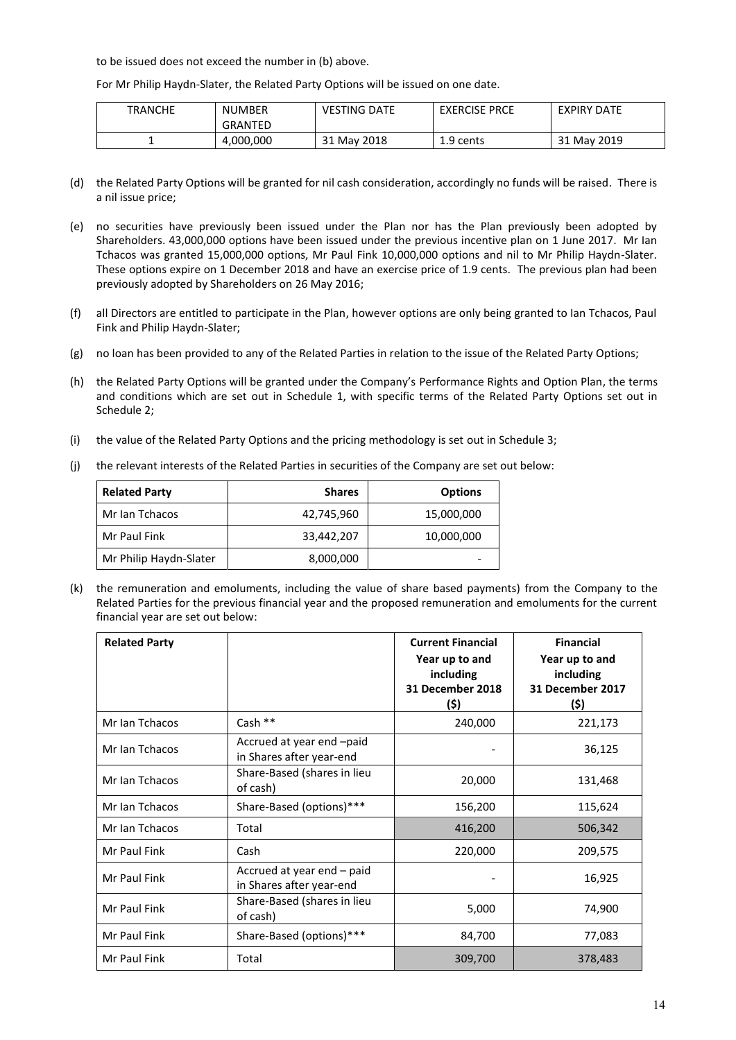to be issued does not exceed the number in (b) above.

For Mr Philip Haydn-Slater, the Related Party Options will be issued on one date.

| TRANCHE | NUMBER GRANTED | VESTING DATE | EXERCISE PRCE | EXPIRY DATE |
|---|---|---|---|---|
| 1 | 4,000,000 | 31 May 2018 | 1.9 cents | 31 May 2019 |

(d) the Related Party Options will be granted for nil cash consideration, accordingly no funds will be raised. There is a nil issue price;

(e) no securities have previously been issued under the Plan nor has the Plan previously been adopted by Shareholders. 43,000,000 options have been issued under the previous incentive plan on 1 June 2017. Mr Ian Tchacos was granted 15,000,000 options, Mr Paul Fink 10,000,000 options and nil to Mr Philip Haydn-Slater. These options expire on 1 December 2018 and have an exercise price of 1.9 cents. The previous plan had been previously adopted by Shareholders on 26 May 2016;

(f) all Directors are entitled to participate in the Plan, however options are only being granted to Ian Tchacos, Paul Fink and Philip Haydn-Slater;

(g) no loan has been provided to any of the Related Parties in relation to the issue of the Related Party Options;

(h) the Related Party Options will be granted under the Company's Performance Rights and Option Plan, the terms and conditions which are set out in Schedule 1, with specific terms of the Related Party Options set out in Schedule 2;

(i) the value of the Related Party Options and the pricing methodology is set out in Schedule 3;

(j) the relevant interests of the Related Parties in securities of the Company are set out below:

| Related Party | Shares | Options |
|---|---|---|
| Mr Ian Tchacos | 42,745,960 | 15,000,000 |
| Mr Paul Fink | 33,442,207 | 10,000,000 |
| Mr Philip Haydn-Slater | 8,000,000 | - |

(k) the remuneration and emoluments, including the value of share based payments) from the Company to the Related Parties for the previous financial year and the proposed remuneration and emoluments for the current financial year are set out below:

| Related Party | | Current Financial Year up to and including 31 December 2018 ($) | Financial Year up to and including 31 December 2017 ($) |
|---|---|---|---|
| Mr Ian Tchacos | Cash ** | 240,000 | 221,173 |
| Mr Ian Tchacos | Accrued at year end –paid in Shares after year-end | - | 36,125 |
| Mr Ian Tchacos | Share-Based (shares in lieu of cash) | 20,000 | 131,468 |
| Mr Ian Tchacos | Share-Based (options)*** | 156,200 | 115,624 |
| Mr Ian Tchacos | Total | 416,200 | 506,342 |
| Mr Paul Fink | Cash | 220,000 | 209,575 |
| Mr Paul Fink | Accrued at year end – paid in Shares after year-end | - | 16,925 |
| Mr Paul Fink | Share-Based (shares in lieu of cash) | 5,000 | 74,900 |
| Mr Paul Fink | Share-Based (options)*** | 84,700 | 77,083 |
| Mr Paul Fink | Total | 309,700 | 378,483 |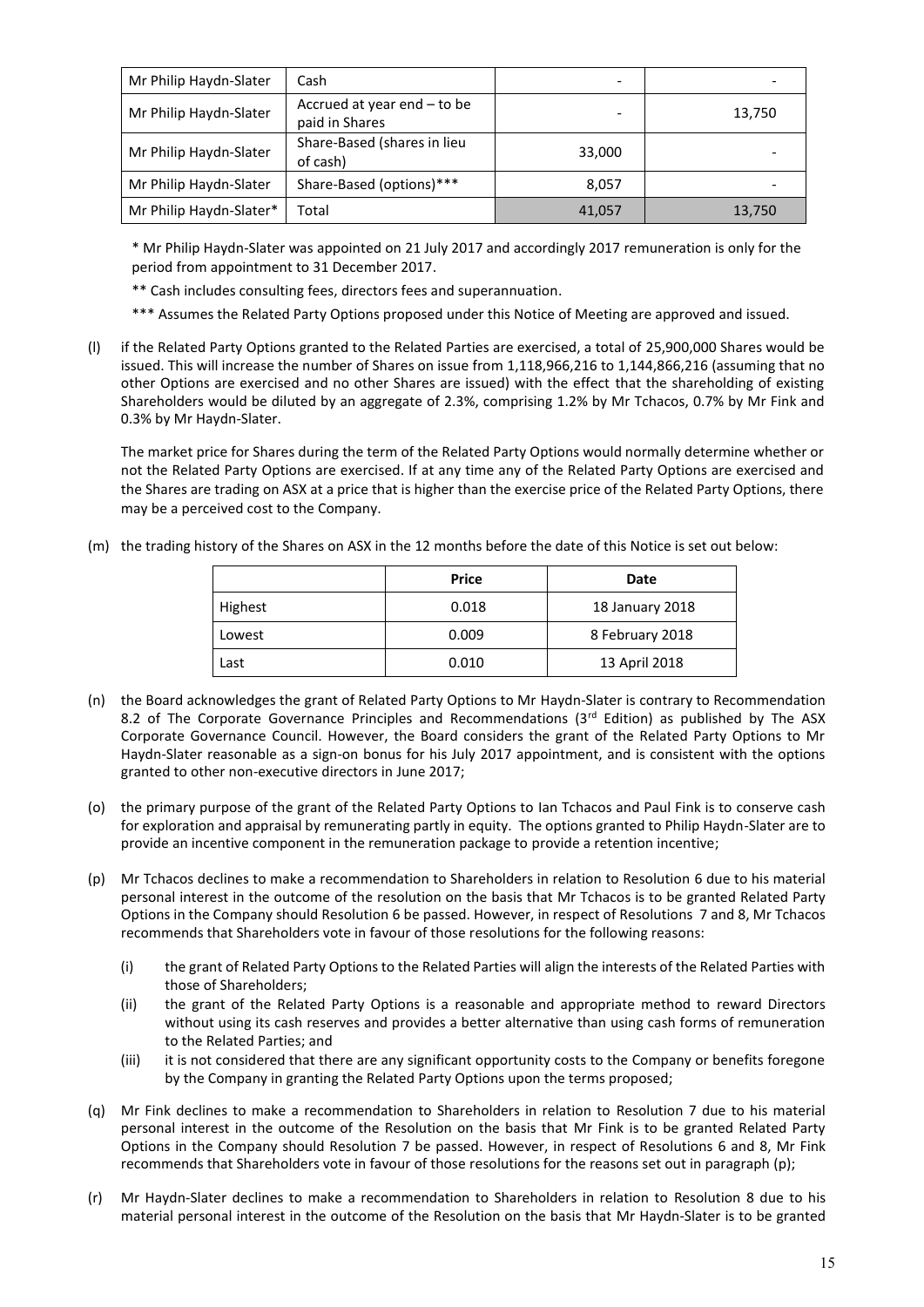| Mr Philip Haydn-Slater | Cash | - | - |
| --- | --- | --- | --- |
| Mr Philip Haydn-Slater | Accrued at year end – to be paid in Shares | - | 13,750 |
| Mr Philip Haydn-Slater | Share-Based (shares in lieu of cash) | 33,000 | - |
| Mr Philip Haydn-Slater | Share-Based (options)*** | 8,057 | - |
| Mr Philip Haydn-Slater* | Total | 41,057 | 13,750 |

\* Mr Philip Haydn-Slater was appointed on 21 July 2017 and accordingly 2017 remuneration is only for the period from appointment to 31 December 2017.

\*\* Cash includes consulting fees, directors fees and superannuation.

\*\*\* Assumes the Related Party Options proposed under this Notice of Meeting are approved and issued.

(l) if the Related Party Options granted to the Related Parties are exercised, a total of 25,900,000 Shares would be issued. This will increase the number of Shares on issue from 1,118,966,216 to 1,144,866,216 (assuming that no other Options are exercised and no other Shares are issued) with the effect that the shareholding of existing Shareholders would be diluted by an aggregate of 2.3%, comprising 1.2% by Mr Tchacos, 0.7% by Mr Fink and 0.3% by Mr Haydn-Slater.

The market price for Shares during the term of the Related Party Options would normally determine whether or not the Related Party Options are exercised. If at any time any of the Related Party Options are exercised and the Shares are trading on ASX at a price that is higher than the exercise price of the Related Party Options, there may be a perceived cost to the Company.

(m) the trading history of the Shares on ASX in the 12 months before the date of this Notice is set out below:

| | Price | Date |
| --- | --- | --- |
| Highest | 0.018 | 18 January 2018 |
| Lowest | 0.009 | 8 February 2018 |
| Last | 0.010 | 13 April 2018 |

(n) the Board acknowledges the grant of Related Party Options to Mr Haydn-Slater is contrary to Recommendation 8.2 of The Corporate Governance Principles and Recommendations (3rd Edition) as published by The ASX Corporate Governance Council. However, the Board considers the grant of the Related Party Options to Mr Haydn-Slater reasonable as a sign-on bonus for his July 2017 appointment, and is consistent with the options granted to other non-executive directors in June 2017;

(o) the primary purpose of the grant of the Related Party Options to Ian Tchacos and Paul Fink is to conserve cash for exploration and appraisal by remunerating partly in equity. The options granted to Philip Haydn-Slater are to provide an incentive component in the remuneration package to provide a retention incentive;

(p) Mr Tchacos declines to make a recommendation to Shareholders in relation to Resolution 6 due to his material personal interest in the outcome of the resolution on the basis that Mr Tchacos is to be granted Related Party Options in the Company should Resolution 6 be passed. However, in respect of Resolutions 7 and 8, Mr Tchacos recommends that Shareholders vote in favour of those resolutions for the following reasons:

   (i) the grant of Related Party Options to the Related Parties will align the interests of the Related Parties with those of Shareholders;

   (ii) the grant of the Related Party Options is a reasonable and appropriate method to reward Directors without using its cash reserves and provides a better alternative than using cash forms of remuneration to the Related Parties; and

   (iii) it is not considered that there are any significant opportunity costs to the Company or benefits foregone by the Company in granting the Related Party Options upon the terms proposed;

(q) Mr Fink declines to make a recommendation to Shareholders in relation to Resolution 7 due to his material personal interest in the outcome of the Resolution on the basis that Mr Fink is to be granted Related Party Options in the Company should Resolution 7 be passed. However, in respect of Resolutions 6 and 8, Mr Fink recommends that Shareholders vote in favour of those resolutions for the reasons set out in paragraph (p);

(r) Mr Haydn-Slater declines to make a recommendation to Shareholders in relation to Resolution 8 due to his material personal interest in the outcome of the Resolution on the basis that Mr Haydn-Slater is to be granted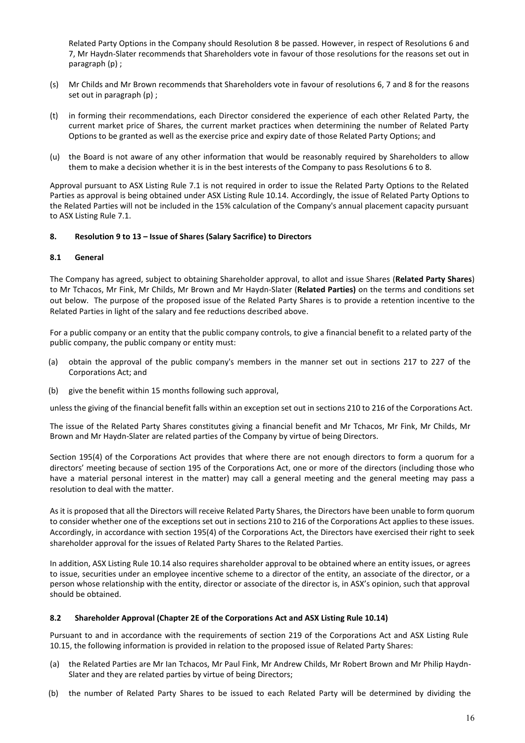Related Party Options in the Company should Resolution 8 be passed. However, in respect of Resolutions 6 and 7, Mr Haydn-Slater recommends that Shareholders vote in favour of those resolutions for the reasons set out in paragraph (p) ;

(s) Mr Childs and Mr Brown recommends that Shareholders vote in favour of resolutions 6, 7 and 8 for the reasons set out in paragraph (p) ;

(t) in forming their recommendations, each Director considered the experience of each other Related Party, the current market price of Shares, the current market practices when determining the number of Related Party Options to be granted as well as the exercise price and expiry date of those Related Party Options; and

(u) the Board is not aware of any other information that would be reasonably required by Shareholders to allow them to make a decision whether it is in the best interests of the Company to pass Resolutions 6 to 8.

Approval pursuant to ASX Listing Rule 7.1 is not required in order to issue the Related Party Options to the Related Parties as approval is being obtained under ASX Listing Rule 10.14. Accordingly, the issue of Related Party Options to the Related Parties will not be included in the 15% calculation of the Company's annual placement capacity pursuant to ASX Listing Rule 7.1.

## 8. Resolution 9 to 13 – Issue of Shares (Salary Sacrifice) to Directors

### 8.1 General

The Company has agreed, subject to obtaining Shareholder approval, to allot and issue Shares (**Related Party Shares**) to Mr Tchacos, Mr Fink, Mr Childs, Mr Brown and Mr Haydn-Slater (**Related Parties)** on the terms and conditions set out below. The purpose of the proposed issue of the Related Party Shares is to provide a retention incentive to the Related Parties in light of the salary and fee reductions described above.

For a public company or an entity that the public company controls, to give a financial benefit to a related party of the public company, the public company or entity must:

(a) obtain the approval of the public company's members in the manner set out in sections 217 to 227 of the Corporations Act; and

(b) give the benefit within 15 months following such approval,

unless the giving of the financial benefit falls within an exception set out in sections 210 to 216 of the Corporations Act.

The issue of the Related Party Shares constitutes giving a financial benefit and Mr Tchacos, Mr Fink, Mr Childs, Mr Brown and Mr Haydn-Slater are related parties of the Company by virtue of being Directors.

Section 195(4) of the Corporations Act provides that where there are not enough directors to form a quorum for a directors' meeting because of section 195 of the Corporations Act, one or more of the directors (including those who have a material personal interest in the matter) may call a general meeting and the general meeting may pass a resolution to deal with the matter.

As it is proposed that all the Directors will receive Related Party Shares, the Directors have been unable to form quorum to consider whether one of the exceptions set out in sections 210 to 216 of the Corporations Act applies to these issues. Accordingly, in accordance with section 195(4) of the Corporations Act, the Directors have exercised their right to seek shareholder approval for the issues of Related Party Shares to the Related Parties.

In addition, ASX Listing Rule 10.14 also requires shareholder approval to be obtained where an entity issues, or agrees to issue, securities under an employee incentive scheme to a director of the entity, an associate of the director, or a person whose relationship with the entity, director or associate of the director is, in ASX's opinion, such that approval should be obtained.

### 8.2 Shareholder Approval (Chapter 2E of the Corporations Act and ASX Listing Rule 10.14)

Pursuant to and in accordance with the requirements of section 219 of the Corporations Act and ASX Listing Rule 10.15, the following information is provided in relation to the proposed issue of Related Party Shares:

(a) the Related Parties are Mr Ian Tchacos, Mr Paul Fink, Mr Andrew Childs, Mr Robert Brown and Mr Philip Haydn-Slater and they are related parties by virtue of being Directors;

(b) the number of Related Party Shares to be issued to each Related Party will be determined by dividing the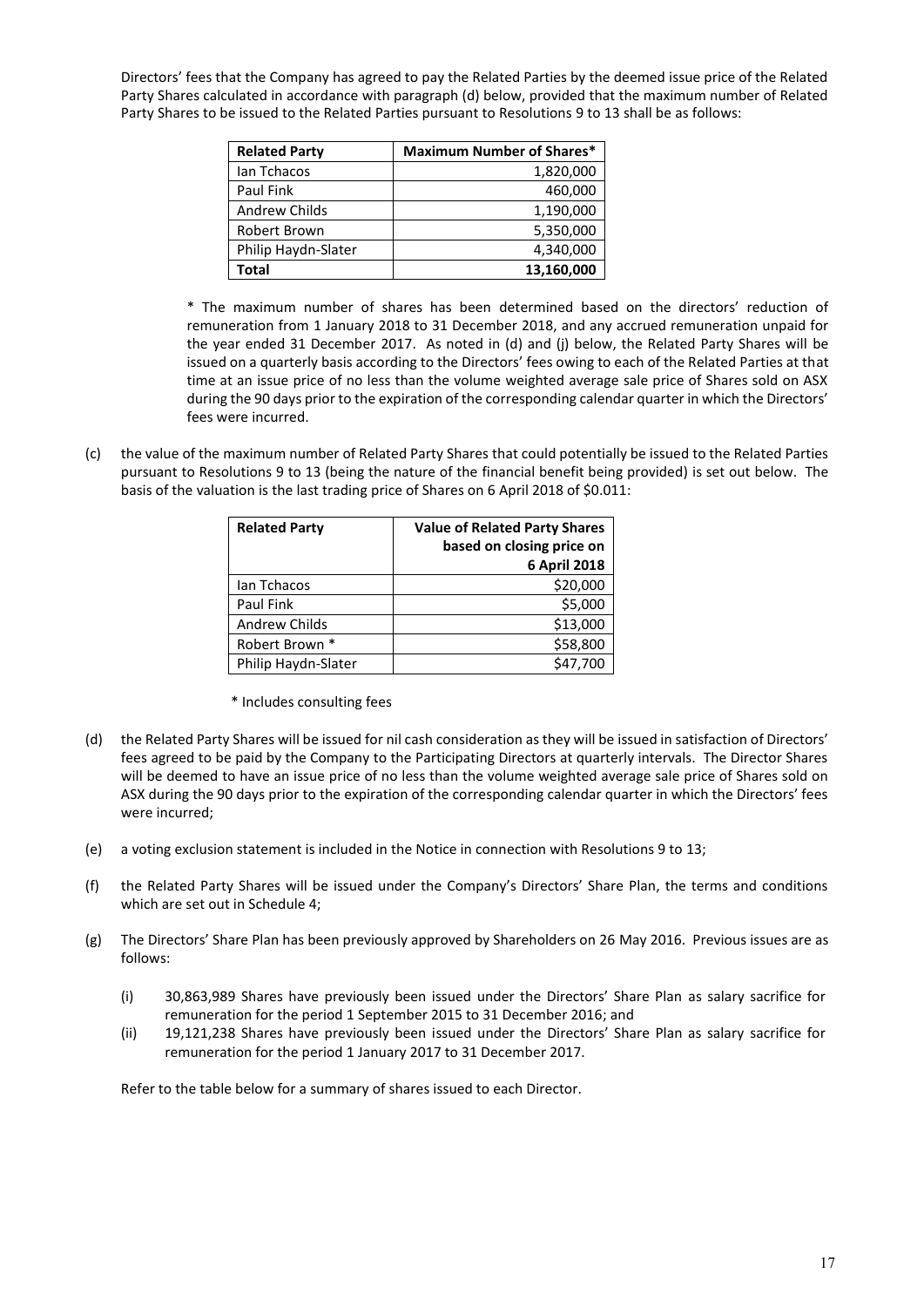Directors' fees that the Company has agreed to pay the Related Parties by the deemed issue price of the Related Party Shares calculated in accordance with paragraph (d) below, provided that the maximum number of Related Party Shares to be issued to the Related Parties pursuant to Resolutions 9 to 13 shall be as follows:

| Related Party | Maximum Number of Shares* |
|---|---:|
| Ian Tchacos | 1,820,000 |
| Paul Fink | 460,000 |
| Andrew Childs | 1,190,000 |
| Robert Brown | 5,350,000 |
| Philip Haydn-Slater | 4,340,000 |
| **Total** | **13,160,000** |

\* The maximum number of shares has been determined based on the directors' reduction of remuneration from 1 January 2018 to 31 December 2018, and any accrued remuneration unpaid for the year ended 31 December 2017. As noted in (d) and (j) below, the Related Party Shares will be issued on a quarterly basis according to the Directors' fees owing to each of the Related Parties at that time at an issue price of no less than the volume weighted average sale price of Shares sold on ASX during the 90 days prior to the expiration of the corresponding calendar quarter in which the Directors' fees were incurred.

(c) the value of the maximum number of Related Party Shares that could potentially be issued to the Related Parties pursuant to Resolutions 9 to 13 (being the nature of the financial benefit being provided) is set out below. The basis of the valuation is the last trading price of Shares on 6 April 2018 of $0.011:

| Related Party | Value of Related Party Shares based on closing price on 6 April 2018 |
|---|---:|
| Ian Tchacos | $20,000 |
| Paul Fink | $5,000 |
| Andrew Childs | $13,000 |
| Robert Brown * | $58,800 |
| Philip Haydn-Slater | $47,700 |

\* Includes consulting fees

(d) the Related Party Shares will be issued for nil cash consideration as they will be issued in satisfaction of Directors' fees agreed to be paid by the Company to the Participating Directors at quarterly intervals. The Director Shares will be deemed to have an issue price of no less than the volume weighted average sale price of Shares sold on ASX during the 90 days prior to the expiration of the corresponding calendar quarter in which the Directors' fees were incurred;

(e) a voting exclusion statement is included in the Notice in connection with Resolutions 9 to 13;

(f) the Related Party Shares will be issued under the Company's Directors' Share Plan, the terms and conditions which are set out in Schedule 4;

(g) The Directors' Share Plan has been previously approved by Shareholders on 26 May 2016. Previous issues are as follows:

   (i) 30,863,989 Shares have previously been issued under the Directors' Share Plan as salary sacrifice for remuneration for the period 1 September 2015 to 31 December 2016; and

   (ii) 19,121,238 Shares have previously been issued under the Directors' Share Plan as salary sacrifice for remuneration for the period 1 January 2017 to 31 December 2017.

   Refer to the table below for a summary of shares issued to each Director.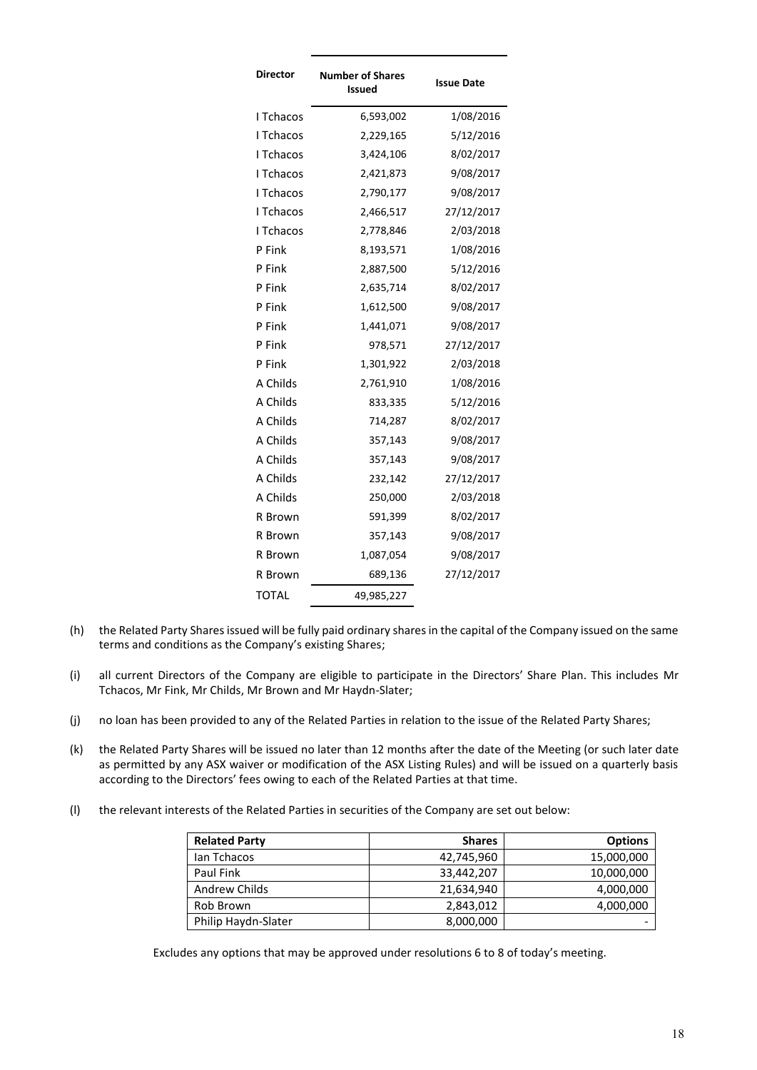| Director | Number of Shares Issued | Issue Date |
|---|---|---|
| I Tchacos | 6,593,002 | 1/08/2016 |
| I Tchacos | 2,229,165 | 5/12/2016 |
| I Tchacos | 3,424,106 | 8/02/2017 |
| I Tchacos | 2,421,873 | 9/08/2017 |
| I Tchacos | 2,790,177 | 9/08/2017 |
| I Tchacos | 2,466,517 | 27/12/2017 |
| I Tchacos | 2,778,846 | 2/03/2018 |
| P Fink | 8,193,571 | 1/08/2016 |
| P Fink | 2,887,500 | 5/12/2016 |
| P Fink | 2,635,714 | 8/02/2017 |
| P Fink | 1,612,500 | 9/08/2017 |
| P Fink | 1,441,071 | 9/08/2017 |
| P Fink | 978,571 | 27/12/2017 |
| P Fink | 1,301,922 | 2/03/2018 |
| A Childs | 2,761,910 | 1/08/2016 |
| A Childs | 833,335 | 5/12/2016 |
| A Childs | 714,287 | 8/02/2017 |
| A Childs | 357,143 | 9/08/2017 |
| A Childs | 357,143 | 9/08/2017 |
| A Childs | 232,142 | 27/12/2017 |
| A Childs | 250,000 | 2/03/2018 |
| R Brown | 591,399 | 8/02/2017 |
| R Brown | 357,143 | 9/08/2017 |
| R Brown | 1,087,054 | 9/08/2017 |
| R Brown | 689,136 | 27/12/2017 |
| TOTAL | 49,985,227 | |

(h) the Related Party Shares issued will be fully paid ordinary shares in the capital of the Company issued on the same terms and conditions as the Company's existing Shares;

(i) all current Directors of the Company are eligible to participate in the Directors' Share Plan. This includes Mr Tchacos, Mr Fink, Mr Childs, Mr Brown and Mr Haydn-Slater;

(j) no loan has been provided to any of the Related Parties in relation to the issue of the Related Party Shares;

(k) the Related Party Shares will be issued no later than 12 months after the date of the Meeting (or such later date as permitted by any ASX waiver or modification of the ASX Listing Rules) and will be issued on a quarterly basis according to the Directors' fees owing to each of the Related Parties at that time.

(l) the relevant interests of the Related Parties in securities of the Company are set out below:

| Related Party | Shares | Options |
|---|---|---|
| Ian Tchacos | 42,745,960 | 15,000,000 |
| Paul Fink | 33,442,207 | 10,000,000 |
| Andrew Childs | 21,634,940 | 4,000,000 |
| Rob Brown | 2,843,012 | 4,000,000 |
| Philip Haydn-Slater | 8,000,000 | - |

Excludes any options that may be approved under resolutions 6 to 8 of today's meeting.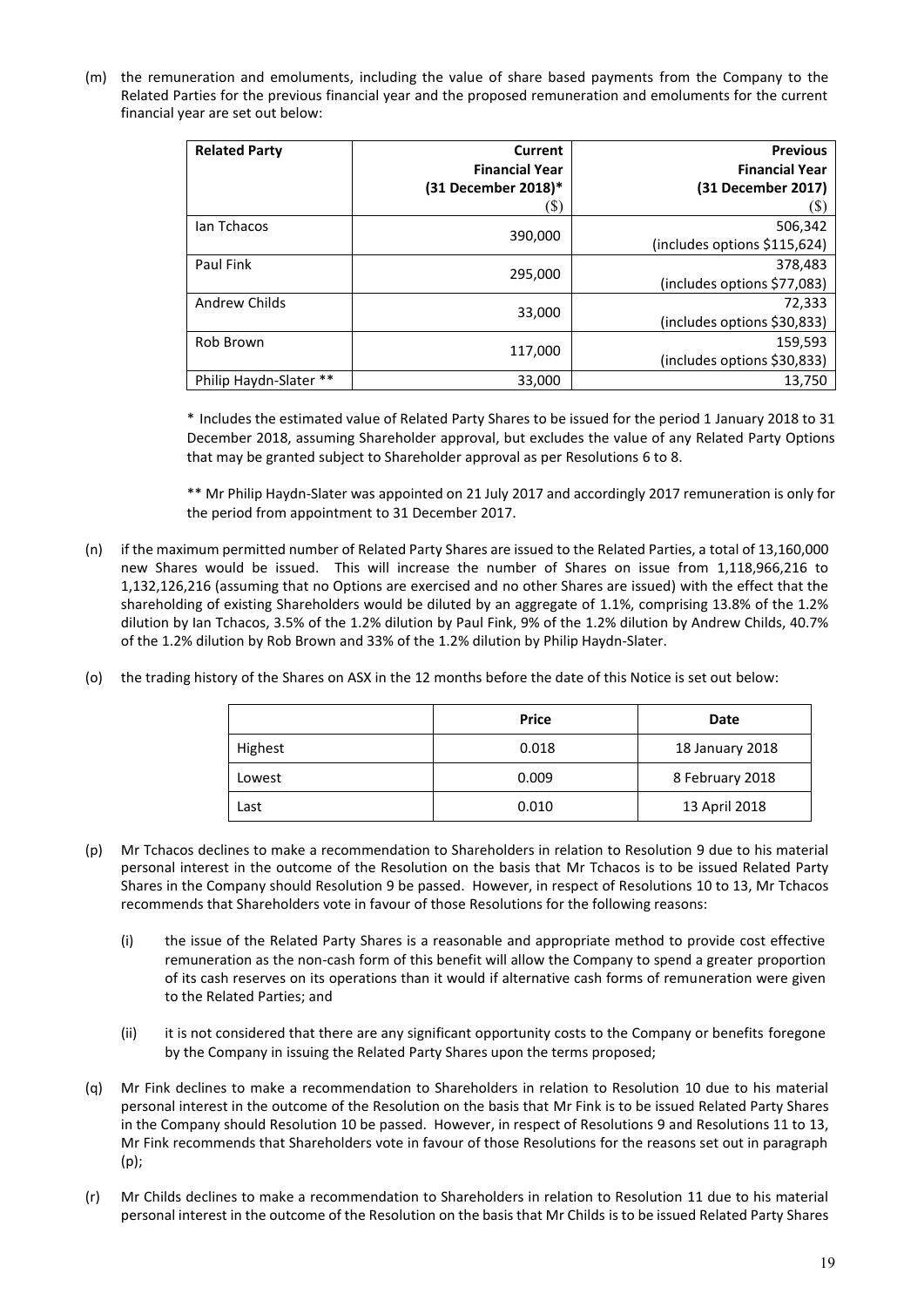(m) the remuneration and emoluments, including the value of share based payments from the Company to the Related Parties for the previous financial year and the proposed remuneration and emoluments for the current financial year are set out below:

| Related Party | Current Financial Year (31 December 2018)* ($) | Previous Financial Year (31 December 2017) ($) |
|---|---|---|
| Ian Tchacos | 390,000 | 506,342 (includes options $115,624) |
| Paul Fink | 295,000 | 378,483 (includes options $77,083) |
| Andrew Childs | 33,000 | 72,333 (includes options $30,833) |
| Rob Brown | 117,000 | 159,593 (includes options $30,833) |
| Philip Haydn-Slater ** | 33,000 | 13,750 |

\* Includes the estimated value of Related Party Shares to be issued for the period 1 January 2018 to 31 December 2018, assuming Shareholder approval, but excludes the value of any Related Party Options that may be granted subject to Shareholder approval as per Resolutions 6 to 8.

\*\* Mr Philip Haydn-Slater was appointed on 21 July 2017 and accordingly 2017 remuneration is only for the period from appointment to 31 December 2017.

(n) if the maximum permitted number of Related Party Shares are issued to the Related Parties, a total of 13,160,000 new Shares would be issued. This will increase the number of Shares on issue from 1,118,966,216 to 1,132,126,216 (assuming that no Options are exercised and no other Shares are issued) with the effect that the shareholding of existing Shareholders would be diluted by an aggregate of 1.1%, comprising 13.8% of the 1.2% dilution by Ian Tchacos, 3.5% of the 1.2% dilution by Paul Fink, 9% of the 1.2% dilution by Andrew Childs, 40.7% of the 1.2% dilution by Rob Brown and 33% of the 1.2% dilution by Philip Haydn-Slater.

(o) the trading history of the Shares on ASX in the 12 months before the date of this Notice is set out below:

| | Price | Date |
|---|---|---|
| Highest | 0.018 | 18 January 2018 |
| Lowest | 0.009 | 8 February 2018 |
| Last | 0.010 | 13 April 2018 |

(p) Mr Tchacos declines to make a recommendation to Shareholders in relation to Resolution 9 due to his material personal interest in the outcome of the Resolution on the basis that Mr Tchacos is to be issued Related Party Shares in the Company should Resolution 9 be passed. However, in respect of Resolutions 10 to 13, Mr Tchacos recommends that Shareholders vote in favour of those Resolutions for the following reasons:

    (i) the issue of the Related Party Shares is a reasonable and appropriate method to provide cost effective remuneration as the non-cash form of this benefit will allow the Company to spend a greater proportion of its cash reserves on its operations than it would if alternative cash forms of remuneration were given to the Related Parties; and

    (ii) it is not considered that there are any significant opportunity costs to the Company or benefits foregone by the Company in issuing the Related Party Shares upon the terms proposed;

(q) Mr Fink declines to make a recommendation to Shareholders in relation to Resolution 10 due to his material personal interest in the outcome of the Resolution on the basis that Mr Fink is to be issued Related Party Shares in the Company should Resolution 10 be passed. However, in respect of Resolutions 9 and Resolutions 11 to 13, Mr Fink recommends that Shareholders vote in favour of those Resolutions for the reasons set out in paragraph (p);

(r) Mr Childs declines to make a recommendation to Shareholders in relation to Resolution 11 due to his material personal interest in the outcome of the Resolution on the basis that Mr Childs is to be issued Related Party Shares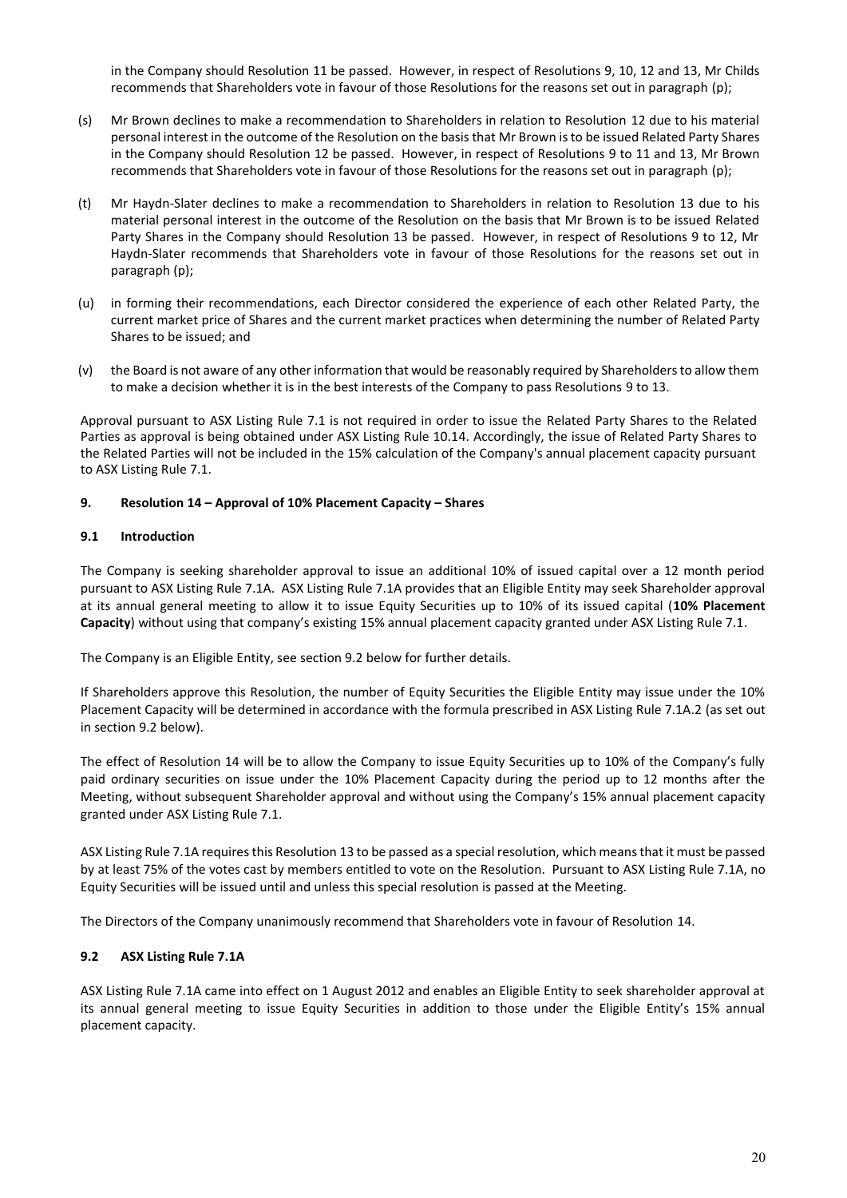in the Company should Resolution 11 be passed. However, in respect of Resolutions 9, 10, 12 and 13, Mr Childs recommends that Shareholders vote in favour of those Resolutions for the reasons set out in paragraph (p);

(s) Mr Brown declines to make a recommendation to Shareholders in relation to Resolution 12 due to his material personal interest in the outcome of the Resolution on the basis that Mr Brown is to be issued Related Party Shares in the Company should Resolution 12 be passed. However, in respect of Resolutions 9 to 11 and 13, Mr Brown recommends that Shareholders vote in favour of those Resolutions for the reasons set out in paragraph (p);

(t) Mr Haydn-Slater declines to make a recommendation to Shareholders in relation to Resolution 13 due to his material personal interest in the outcome of the Resolution on the basis that Mr Brown is to be issued Related Party Shares in the Company should Resolution 13 be passed. However, in respect of Resolutions 9 to 12, Mr Haydn-Slater recommends that Shareholders vote in favour of those Resolutions for the reasons set out in paragraph (p);

(u) in forming their recommendations, each Director considered the experience of each other Related Party, the current market price of Shares and the current market practices when determining the number of Related Party Shares to be issued; and

(v) the Board is not aware of any other information that would be reasonably required by Shareholders to allow them to make a decision whether it is in the best interests of the Company to pass Resolutions 9 to 13.

Approval pursuant to ASX Listing Rule 7.1 is not required in order to issue the Related Party Shares to the Related Parties as approval is being obtained under ASX Listing Rule 10.14. Accordingly, the issue of Related Party Shares to the Related Parties will not be included in the 15% calculation of the Company's annual placement capacity pursuant to ASX Listing Rule 7.1.

## 9. Resolution 14 – Approval of 10% Placement Capacity – Shares

### 9.1 Introduction

The Company is seeking shareholder approval to issue an additional 10% of issued capital over a 12 month period pursuant to ASX Listing Rule 7.1A. ASX Listing Rule 7.1A provides that an Eligible Entity may seek Shareholder approval at its annual general meeting to allow it to issue Equity Securities up to 10% of its issued capital (**10% Placement Capacity**) without using that company's existing 15% annual placement capacity granted under ASX Listing Rule 7.1.

The Company is an Eligible Entity, see section 9.2 below for further details.

If Shareholders approve this Resolution, the number of Equity Securities the Eligible Entity may issue under the 10% Placement Capacity will be determined in accordance with the formula prescribed in ASX Listing Rule 7.1A.2 (as set out in section 9.2 below).

The effect of Resolution 14 will be to allow the Company to issue Equity Securities up to 10% of the Company's fully paid ordinary securities on issue under the 10% Placement Capacity during the period up to 12 months after the Meeting, without subsequent Shareholder approval and without using the Company's 15% annual placement capacity granted under ASX Listing Rule 7.1.

ASX Listing Rule 7.1A requires this Resolution 13 to be passed as a special resolution, which means that it must be passed by at least 75% of the votes cast by members entitled to vote on the Resolution. Pursuant to ASX Listing Rule 7.1A, no Equity Securities will be issued until and unless this special resolution is passed at the Meeting.

The Directors of the Company unanimously recommend that Shareholders vote in favour of Resolution 14.

### 9.2 ASX Listing Rule 7.1A

ASX Listing Rule 7.1A came into effect on 1 August 2012 and enables an Eligible Entity to seek shareholder approval at its annual general meeting to issue Equity Securities in addition to those under the Eligible Entity's 15% annual placement capacity.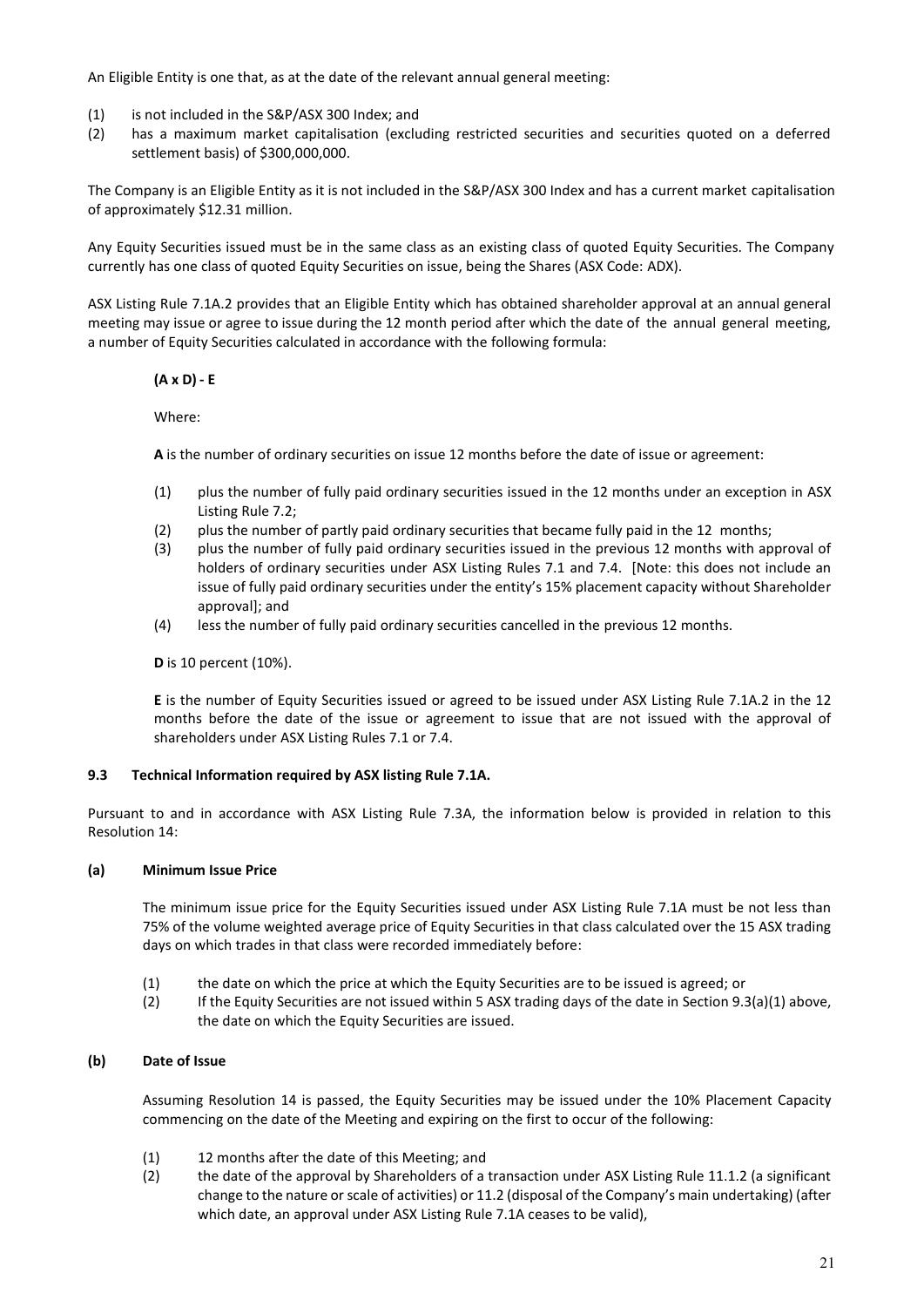An Eligible Entity is one that, as at the date of the relevant annual general meeting:

(1) is not included in the S&P/ASX 300 Index; and

(2) has a maximum market capitalisation (excluding restricted securities and securities quoted on a deferred settlement basis) of $300,000,000.

The Company is an Eligible Entity as it is not included in the S&P/ASX 300 Index and has a current market capitalisation of approximately $12.31 million.

Any Equity Securities issued must be in the same class as an existing class of quoted Equity Securities. The Company currently has one class of quoted Equity Securities on issue, being the Shares (ASX Code: ADX).

ASX Listing Rule 7.1A.2 provides that an Eligible Entity which has obtained shareholder approval at an annual general meeting may issue or agree to issue during the 12 month period after which the date of the annual general meeting, a number of Equity Securities calculated in accordance with the following formula:

**(A x D) - E**

Where:

**A** is the number of ordinary securities on issue 12 months before the date of issue or agreement:

(1) plus the number of fully paid ordinary securities issued in the 12 months under an exception in ASX Listing Rule 7.2;

(2) plus the number of partly paid ordinary securities that became fully paid in the 12 months;

(3) plus the number of fully paid ordinary securities issued in the previous 12 months with approval of holders of ordinary securities under ASX Listing Rules 7.1 and 7.4. [Note: this does not include an issue of fully paid ordinary securities under the entity's 15% placement capacity without Shareholder approval]; and

(4) less the number of fully paid ordinary securities cancelled in the previous 12 months.

**D** is 10 percent (10%).

**E** is the number of Equity Securities issued or agreed to be issued under ASX Listing Rule 7.1A.2 in the 12 months before the date of the issue or agreement to issue that are not issued with the approval of shareholders under ASX Listing Rules 7.1 or 7.4.

### 9.3 Technical Information required by ASX listing Rule 7.1A.

Pursuant to and in accordance with ASX Listing Rule 7.3A, the information below is provided in relation to this Resolution 14:

#### (a) Minimum Issue Price

The minimum issue price for the Equity Securities issued under ASX Listing Rule 7.1A must be not less than 75% of the volume weighted average price of Equity Securities in that class calculated over the 15 ASX trading days on which trades in that class were recorded immediately before:

(1) the date on which the price at which the Equity Securities are to be issued is agreed; or

(2) If the Equity Securities are not issued within 5 ASX trading days of the date in Section 9.3(a)(1) above, the date on which the Equity Securities are issued.

#### (b) Date of Issue

Assuming Resolution 14 is passed, the Equity Securities may be issued under the 10% Placement Capacity commencing on the date of the Meeting and expiring on the first to occur of the following:

(1) 12 months after the date of this Meeting; and

(2) the date of the approval by Shareholders of a transaction under ASX Listing Rule 11.1.2 (a significant change to the nature or scale of activities) or 11.2 (disposal of the Company's main undertaking) (after which date, an approval under ASX Listing Rule 7.1A ceases to be valid),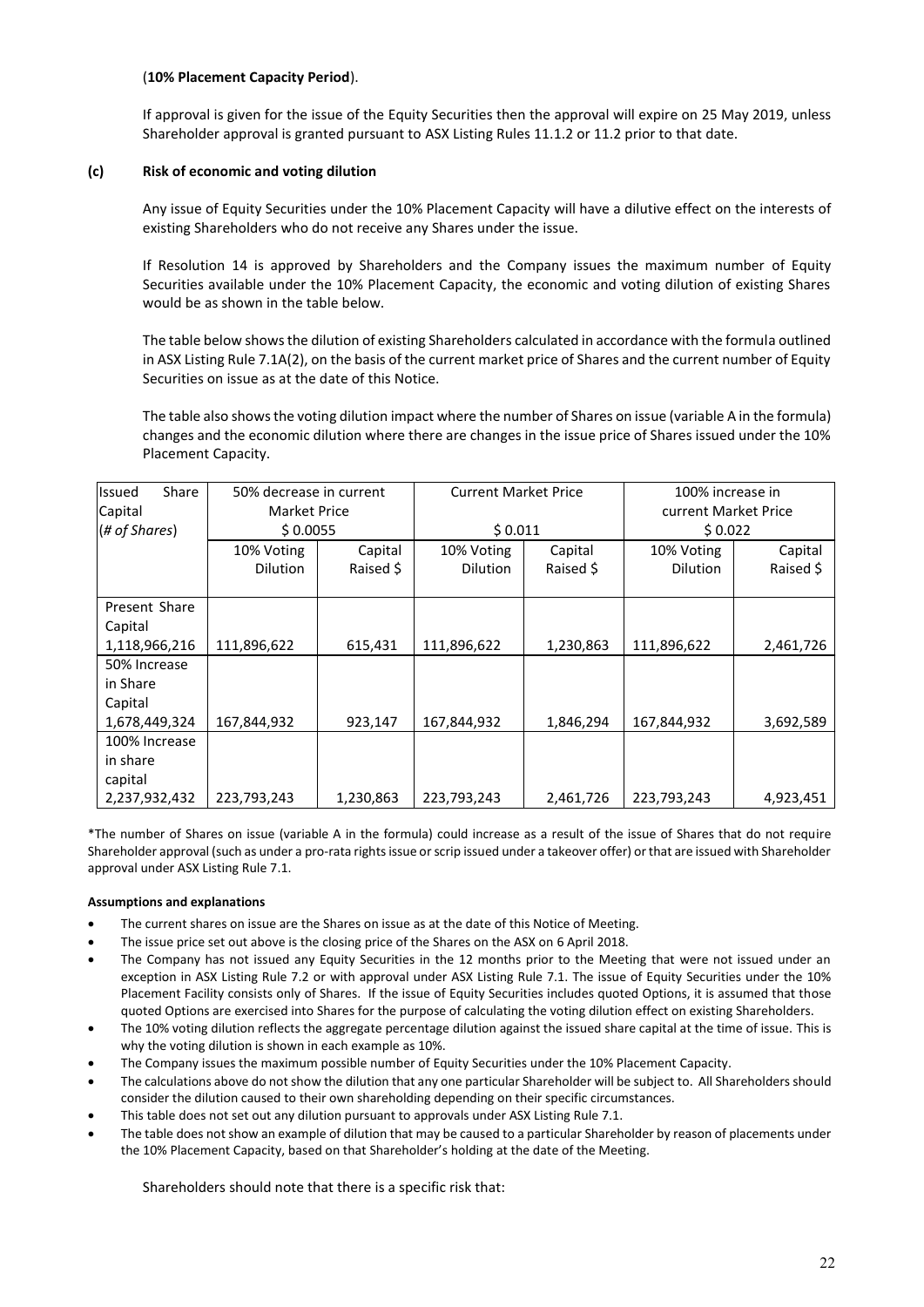(**10% Placement Capacity Period**).

If approval is given for the issue of the Equity Securities then the approval will expire on 25 May 2019, unless Shareholder approval is granted pursuant to ASX Listing Rules 11.1.2 or 11.2 prior to that date.

**(c) Risk of economic and voting dilution**

Any issue of Equity Securities under the 10% Placement Capacity will have a dilutive effect on the interests of existing Shareholders who do not receive any Shares under the issue.

If Resolution 14 is approved by Shareholders and the Company issues the maximum number of Equity Securities available under the 10% Placement Capacity, the economic and voting dilution of existing Shares would be as shown in the table below.

The table below shows the dilution of existing Shareholders calculated in accordance with the formula outlined in ASX Listing Rule 7.1A(2), on the basis of the current market price of Shares and the current number of Equity Securities on issue as at the date of this Notice.

The table also shows the voting dilution impact where the number of Shares on issue (variable A in the formula) changes and the economic dilution where there are changes in the issue price of Shares issued under the 10% Placement Capacity.

| Issued Share Capital (*# of Shares*) | 50% decrease in current Market Price $ 0.0055 | | Current Market Price $ 0.011 | | 100% increase in current Market Price $ 0.022 | |
|---|---|---|---|---|---|---|
| | 10% Voting Dilution | Capital Raised $ | 10% Voting Dilution | Capital Raised $ | 10% Voting Dilution | Capital Raised $ |
| Present Share Capital 1,118,966,216 | 111,896,622 | 615,431 | 111,896,622 | 1,230,863 | 111,896,622 | 2,461,726 |
| 50% Increase in Share Capital 1,678,449,324 | 167,844,932 | 923,147 | 167,844,932 | 1,846,294 | 167,844,932 | 3,692,589 |
| 100% Increase in share capital 2,237,932,432 | 223,793,243 | 1,230,863 | 223,793,243 | 2,461,726 | 223,793,243 | 4,923,451 |

*The number of Shares on issue (variable A in the formula) could increase as a result of the issue of Shares that do not require Shareholder approval (such as under a pro-rata rights issue or scrip issued under a takeover offer) or that are issued with Shareholder approval under ASX Listing Rule 7.1.

**Assumptions and explanations**

- The current shares on issue are the Shares on issue as at the date of this Notice of Meeting.
- The issue price set out above is the closing price of the Shares on the ASX on 6 April 2018.
- The Company has not issued any Equity Securities in the 12 months prior to the Meeting that were not issued under an exception in ASX Listing Rule 7.2 or with approval under ASX Listing Rule 7.1. The issue of Equity Securities under the 10% Placement Facility consists only of Shares. If the issue of Equity Securities includes quoted Options, it is assumed that those quoted Options are exercised into Shares for the purpose of calculating the voting dilution effect on existing Shareholders.
- The 10% voting dilution reflects the aggregate percentage dilution against the issued share capital at the time of issue. This is why the voting dilution is shown in each example as 10%.
- The Company issues the maximum possible number of Equity Securities under the 10% Placement Capacity.
- The calculations above do not show the dilution that any one particular Shareholder will be subject to. All Shareholders should consider the dilution caused to their own shareholding depending on their specific circumstances.
- This table does not set out any dilution pursuant to approvals under ASX Listing Rule 7.1.
- The table does not show an example of dilution that may be caused to a particular Shareholder by reason of placements under the 10% Placement Capacity, based on that Shareholder's holding at the date of the Meeting.

Shareholders should note that there is a specific risk that: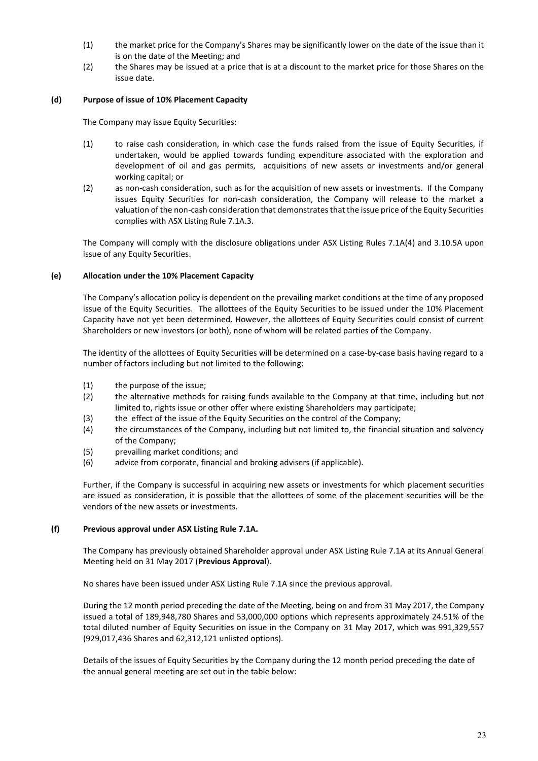(1) the market price for the Company's Shares may be significantly lower on the date of the issue than it is on the date of the Meeting; and

(2) the Shares may be issued at a price that is at a discount to the market price for those Shares on the issue date.

**(d) Purpose of issue of 10% Placement Capacity**

The Company may issue Equity Securities:

(1) to raise cash consideration, in which case the funds raised from the issue of Equity Securities, if undertaken, would be applied towards funding expenditure associated with the exploration and development of oil and gas permits, acquisitions of new assets or investments and/or general working capital; or

(2) as non-cash consideration, such as for the acquisition of new assets or investments. If the Company issues Equity Securities for non-cash consideration, the Company will release to the market a valuation of the non-cash consideration that demonstrates that the issue price of the Equity Securities complies with ASX Listing Rule 7.1A.3.

The Company will comply with the disclosure obligations under ASX Listing Rules 7.1A(4) and 3.10.5A upon issue of any Equity Securities.

**(e) Allocation under the 10% Placement Capacity**

The Company's allocation policy is dependent on the prevailing market conditions at the time of any proposed issue of the Equity Securities. The allottees of the Equity Securities to be issued under the 10% Placement Capacity have not yet been determined. However, the allottees of Equity Securities could consist of current Shareholders or new investors (or both), none of whom will be related parties of the Company.

The identity of the allottees of Equity Securities will be determined on a case-by-case basis having regard to a number of factors including but not limited to the following:

(1) the purpose of the issue;

(2) the alternative methods for raising funds available to the Company at that time, including but not limited to, rights issue or other offer where existing Shareholders may participate;

(3) the effect of the issue of the Equity Securities on the control of the Company;

(4) the circumstances of the Company, including but not limited to, the financial situation and solvency of the Company;

(5) prevailing market conditions; and

(6) advice from corporate, financial and broking advisers (if applicable).

Further, if the Company is successful in acquiring new assets or investments for which placement securities are issued as consideration, it is possible that the allottees of some of the placement securities will be the vendors of the new assets or investments.

**(f) Previous approval under ASX Listing Rule 7.1A.**

The Company has previously obtained Shareholder approval under ASX Listing Rule 7.1A at its Annual General Meeting held on 31 May 2017 (**Previous Approval**).

No shares have been issued under ASX Listing Rule 7.1A since the previous approval.

During the 12 month period preceding the date of the Meeting, being on and from 31 May 2017, the Company issued a total of 189,948,780 Shares and 53,000,000 options which represents approximately 24.51% of the total diluted number of Equity Securities on issue in the Company on 31 May 2017, which was 991,329,557 (929,017,436 Shares and 62,312,121 unlisted options).

Details of the issues of Equity Securities by the Company during the 12 month period preceding the date of the annual general meeting are set out in the table below: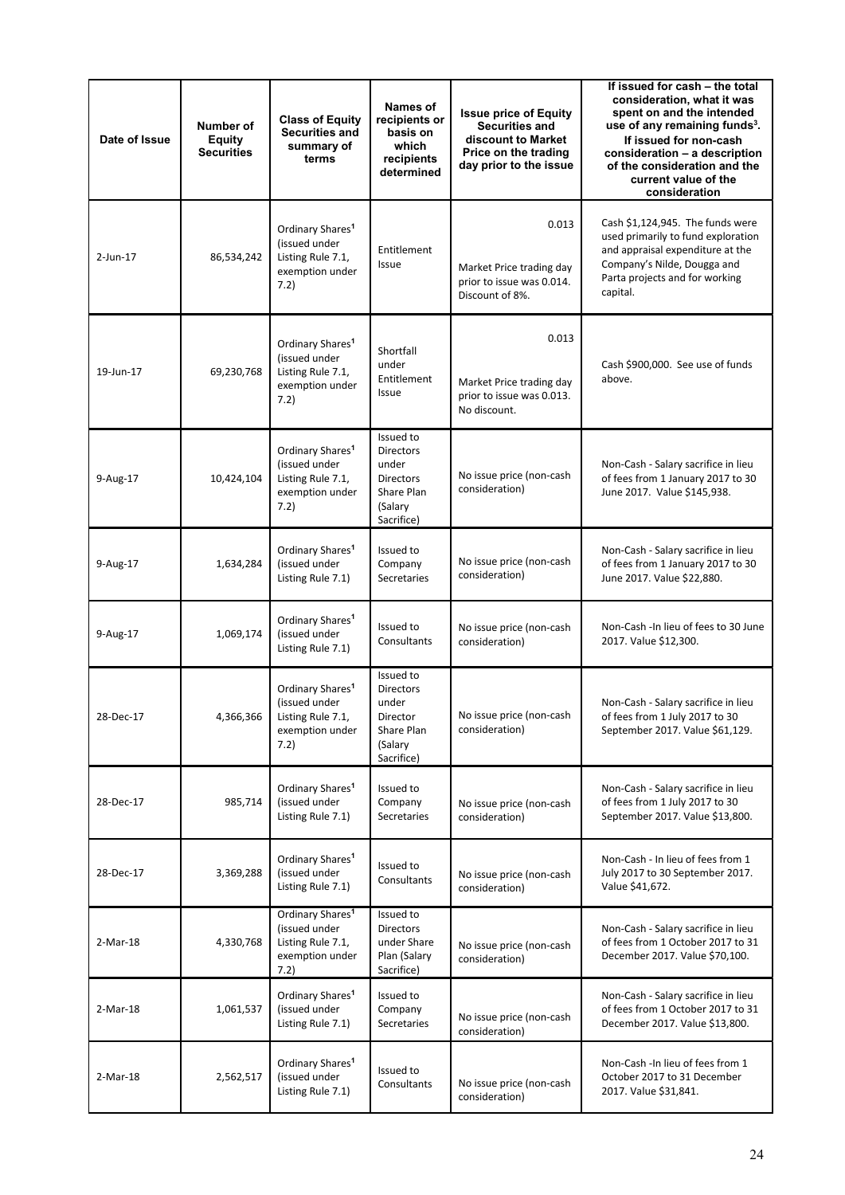| Date of Issue | Number of Equity Securities | Class of Equity Securities and summary of terms | Names of recipients or basis on which recipients determined | Issue price of Equity Securities and discount to Market Price on the trading day prior to the issue | If issued for cash – the total consideration, what it was spent on and the intended use of any remaining funds[3]. If issued for non-cash consideration – a description of the consideration and the current value of the consideration |
|---|---|---|---|---|---|
| 2-Jun-17 | 86,534,242 | Ordinary Shares[1] (issued under Listing Rule 7.1, exemption under 7.2) | Entitlement Issue | 0.013 Market Price trading day prior to issue was 0.014. Discount of 8%. | Cash $1,124,945. The funds were used primarily to fund exploration and appraisal expenditure at the Company's Nilde, Dougga and Parta projects and for working capital. |
| 19-Jun-17 | 69,230,768 | Ordinary Shares[1] (issued under Listing Rule 7.1, exemption under 7.2) | Shortfall under Entitlement Issue | 0.013 Market Price trading day prior to issue was 0.013. No discount. | Cash $900,000. See use of funds above. |
| 9-Aug-17 | 10,424,104 | Ordinary Shares[1] (issued under Listing Rule 7.1, exemption under 7.2) | Issued to Directors under Directors Share Plan (Salary Sacrifice) | No issue price (non-cash consideration) | Non-Cash - Salary sacrifice in lieu of fees from 1 January 2017 to 30 June 2017. Value $145,938. |
| 9-Aug-17 | 1,634,284 | Ordinary Shares[1] (issued under Listing Rule 7.1) | Issued to Company Secretaries | No issue price (non-cash consideration) | Non-Cash - Salary sacrifice in lieu of fees from 1 January 2017 to 30 June 2017. Value $22,880. |
| 9-Aug-17 | 1,069,174 | Ordinary Shares[1] (issued under Listing Rule 7.1) | Issued to Consultants | No issue price (non-cash consideration) | Non-Cash -In lieu of fees to 30 June 2017. Value $12,300. |
| 28-Dec-17 | 4,366,366 | Ordinary Shares[1] (issued under Listing Rule 7.1, exemption under 7.2) | Issued to Directors under Director Share Plan (Salary Sacrifice) | No issue price (non-cash consideration) | Non-Cash - Salary sacrifice in lieu of fees from 1 July 2017 to 30 September 2017. Value $61,129. |
| 28-Dec-17 | 985,714 | Ordinary Shares[1] (issued under Listing Rule 7.1) | Issued to Company Secretaries | No issue price (non-cash consideration) | Non-Cash - Salary sacrifice in lieu of fees from 1 July 2017 to 30 September 2017. Value $13,800. |
| 28-Dec-17 | 3,369,288 | Ordinary Shares[1] (issued under Listing Rule 7.1) | Issued to Consultants | No issue price (non-cash consideration) | Non-Cash - In lieu of fees from 1 July 2017 to 30 September 2017. Value $41,672. |
| 2-Mar-18 | 4,330,768 | Ordinary Shares[1] (issued under Listing Rule 7.1, exemption under 7.2) | Issued to Directors under Share Plan (Salary Sacrifice) | No issue price (non-cash consideration) | Non-Cash - Salary sacrifice in lieu of fees from 1 October 2017 to 31 December 2017. Value $70,100. |
| 2-Mar-18 | 1,061,537 | Ordinary Shares[1] (issued under Listing Rule 7.1) | Issued to Company Secretaries | No issue price (non-cash consideration) | Non-Cash - Salary sacrifice in lieu of fees from 1 October 2017 to 31 December 2017. Value $13,800. |
| 2-Mar-18 | 2,562,517 | Ordinary Shares[1] (issued under Listing Rule 7.1) | Issued to Consultants | No issue price (non-cash consideration) | Non-Cash -In lieu of fees from 1 October 2017 to 31 December 2017. Value $31,841. |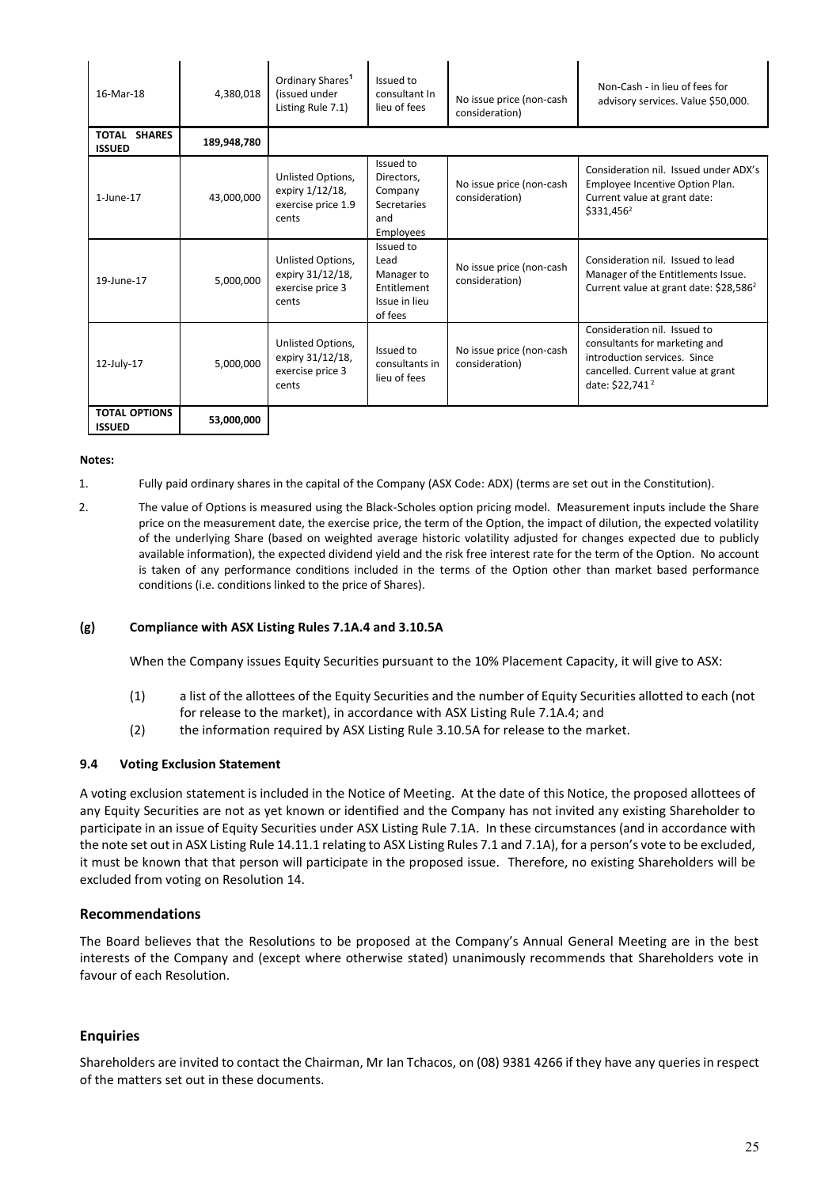| 16-Mar-18 | 4,380,018 | Ordinary Shares[1] (issued under Listing Rule 7.1) | Issued to consultant In lieu of fees | No issue price (non-cash consideration) | Non-Cash - in lieu of fees for advisory services. Value $50,000. |
|---|---|---|---|---|---|
| **TOTAL SHARES ISSUED** | **189,948,780** | | | | |
| 1-June-17 | 43,000,000 | Unlisted Options, expiry 1/12/18, exercise price 1.9 cents | Issued to Directors, Company Secretaries and Employees | No issue price (non-cash consideration) | Consideration nil. Issued under ADX's Employee Incentive Option Plan. Current value at grant date: $331,456[2] |
| 19-June-17 | 5,000,000 | Unlisted Options, expiry 31/12/18, exercise price 3 cents | Issued to Lead Manager to Entitlement Issue in lieu of fees | No issue price (non-cash consideration) | Consideration nil. Issued to lead Manager of the Entitlements Issue. Current value at grant date: $28,586[2] |
| 12-July-17 | 5,000,000 | Unlisted Options, expiry 31/12/18, exercise price 3 cents | Issued to consultants in lieu of fees | No issue price (non-cash consideration) | Consideration nil. Issued to consultants for marketing and introduction services. Since cancelled. Current value at grant date: $22,741[2] |
| **TOTAL OPTIONS ISSUED** | **53,000,000** | | | | |

**Notes:**

1. Fully paid ordinary shares in the capital of the Company (ASX Code: ADX) (terms are set out in the Constitution).
2. The value of Options is measured using the Black-Scholes option pricing model. Measurement inputs include the Share price on the measurement date, the exercise price, the term of the Option, the impact of dilution, the expected volatility of the underlying Share (based on weighted average historic volatility adjusted for changes expected due to publicly available information), the expected dividend yield and the risk free interest rate for the term of the Option. No account is taken of any performance conditions included in the terms of the Option other than market based performance conditions (i.e. conditions linked to the price of Shares).

#### (g) Compliance with ASX Listing Rules 7.1A.4 and 3.10.5A

When the Company issues Equity Securities pursuant to the 10% Placement Capacity, it will give to ASX:

(1) a list of the allottees of the Equity Securities and the number of Equity Securities allotted to each (not for release to the market), in accordance with ASX Listing Rule 7.1A.4; and

(2) the information required by ASX Listing Rule 3.10.5A for release to the market.

### 9.4 Voting Exclusion Statement

A voting exclusion statement is included in the Notice of Meeting. At the date of this Notice, the proposed allottees of any Equity Securities are not as yet known or identified and the Company has not invited any existing Shareholder to participate in an issue of Equity Securities under ASX Listing Rule 7.1A. In these circumstances (and in accordance with the note set out in ASX Listing Rule 14.11.1 relating to ASX Listing Rules 7.1 and 7.1A), for a person's vote to be excluded, it must be known that that person will participate in the proposed issue. Therefore, no existing Shareholders will be excluded from voting on Resolution 14.

## Recommendations

The Board believes that the Resolutions to be proposed at the Company's Annual General Meeting are in the best interests of the Company and (except where otherwise stated) unanimously recommends that Shareholders vote in favour of each Resolution.

## Enquiries

Shareholders are invited to contact the Chairman, Mr Ian Tchacos, on (08) 9381 4266 if they have any queries in respect of the matters set out in these documents.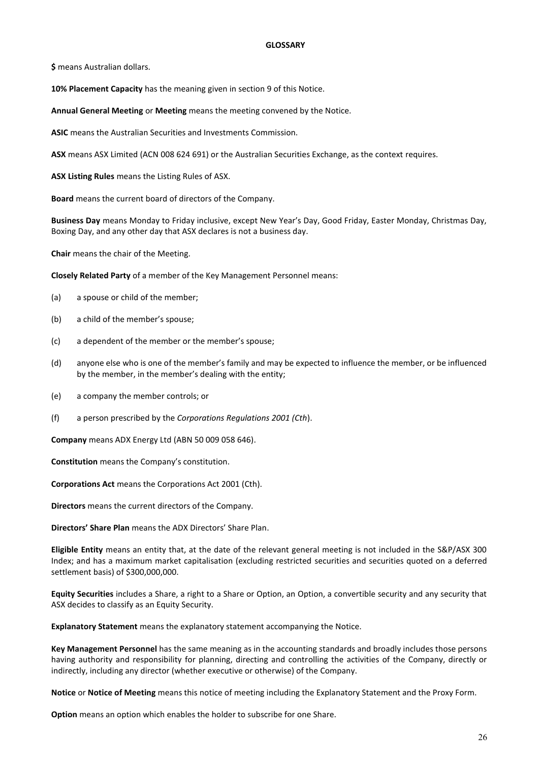## GLOSSARY

**$** means Australian dollars.

**10% Placement Capacity** has the meaning given in section 9 of this Notice.

**Annual General Meeting** or **Meeting** means the meeting convened by the Notice.

**ASIC** means the Australian Securities and Investments Commission.

**ASX** means ASX Limited (ACN 008 624 691) or the Australian Securities Exchange, as the context requires.

**ASX Listing Rules** means the Listing Rules of ASX.

**Board** means the current board of directors of the Company.

**Business Day** means Monday to Friday inclusive, except New Year's Day, Good Friday, Easter Monday, Christmas Day, Boxing Day, and any other day that ASX declares is not a business day.

**Chair** means the chair of the Meeting.

**Closely Related Party** of a member of the Key Management Personnel means:

(a) a spouse or child of the member;

(b) a child of the member's spouse;

(c) a dependent of the member or the member's spouse;

(d) anyone else who is one of the member's family and may be expected to influence the member, or be influenced by the member, in the member's dealing with the entity;

(e) a company the member controls; or

(f) a person prescribed by the *Corporations Regulations 2001 (Cth)*.

**Company** means ADX Energy Ltd (ABN 50 009 058 646).

**Constitution** means the Company's constitution.

**Corporations Act** means the Corporations Act 2001 (Cth).

**Directors** means the current directors of the Company.

**Directors' Share Plan** means the ADX Directors' Share Plan.

**Eligible Entity** means an entity that, at the date of the relevant general meeting is not included in the S&P/ASX 300 Index; and has a maximum market capitalisation (excluding restricted securities and securities quoted on a deferred settlement basis) of $300,000,000.

**Equity Securities** includes a Share, a right to a Share or Option, an Option, a convertible security and any security that ASX decides to classify as an Equity Security.

**Explanatory Statement** means the explanatory statement accompanying the Notice.

**Key Management Personnel** has the same meaning as in the accounting standards and broadly includes those persons having authority and responsibility for planning, directing and controlling the activities of the Company, directly or indirectly, including any director (whether executive or otherwise) of the Company.

**Notice** or **Notice of Meeting** means this notice of meeting including the Explanatory Statement and the Proxy Form.

**Option** means an option which enables the holder to subscribe for one Share.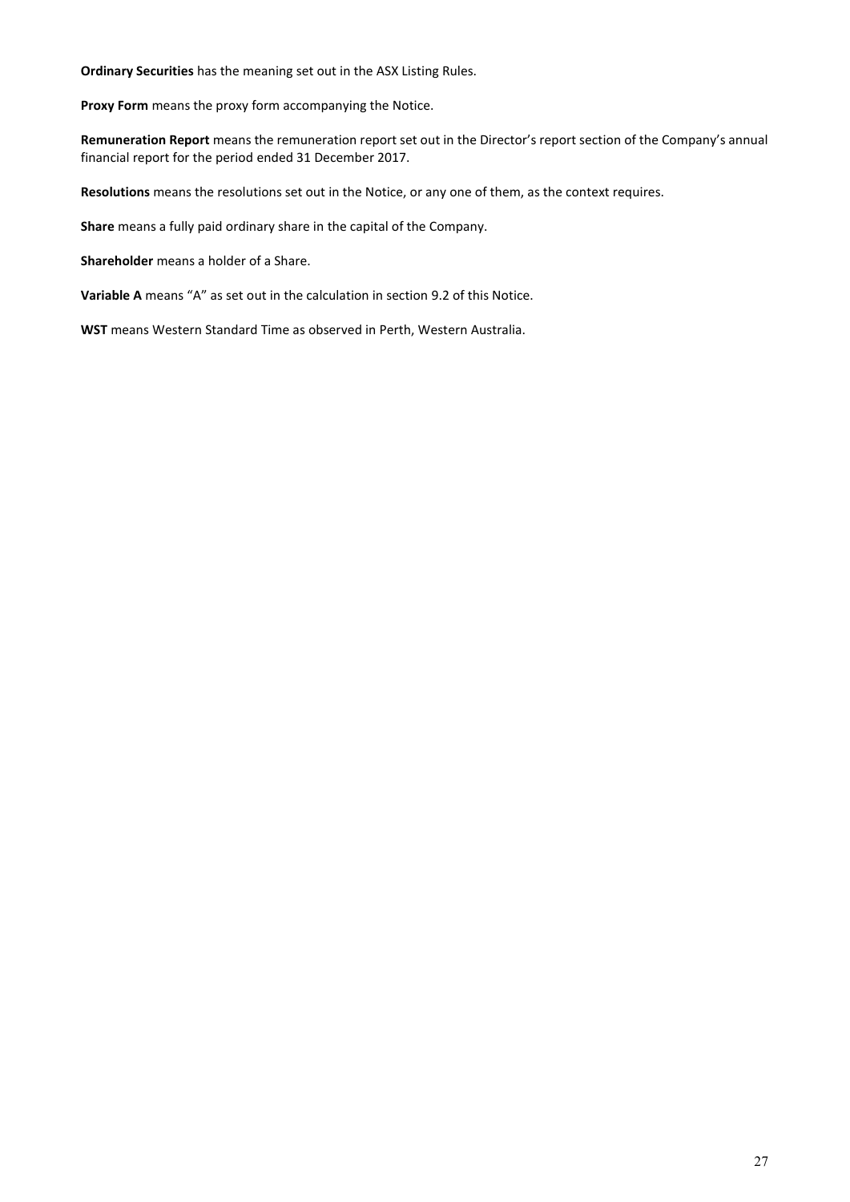**Ordinary Securities** has the meaning set out in the ASX Listing Rules.

**Proxy Form** means the proxy form accompanying the Notice.

**Remuneration Report** means the remuneration report set out in the Director's report section of the Company's annual financial report for the period ended 31 December 2017.

**Resolutions** means the resolutions set out in the Notice, or any one of them, as the context requires.

**Share** means a fully paid ordinary share in the capital of the Company.

**Shareholder** means a holder of a Share.

**Variable A** means "A" as set out in the calculation in section 9.2 of this Notice.

**WST** means Western Standard Time as observed in Perth, Western Australia.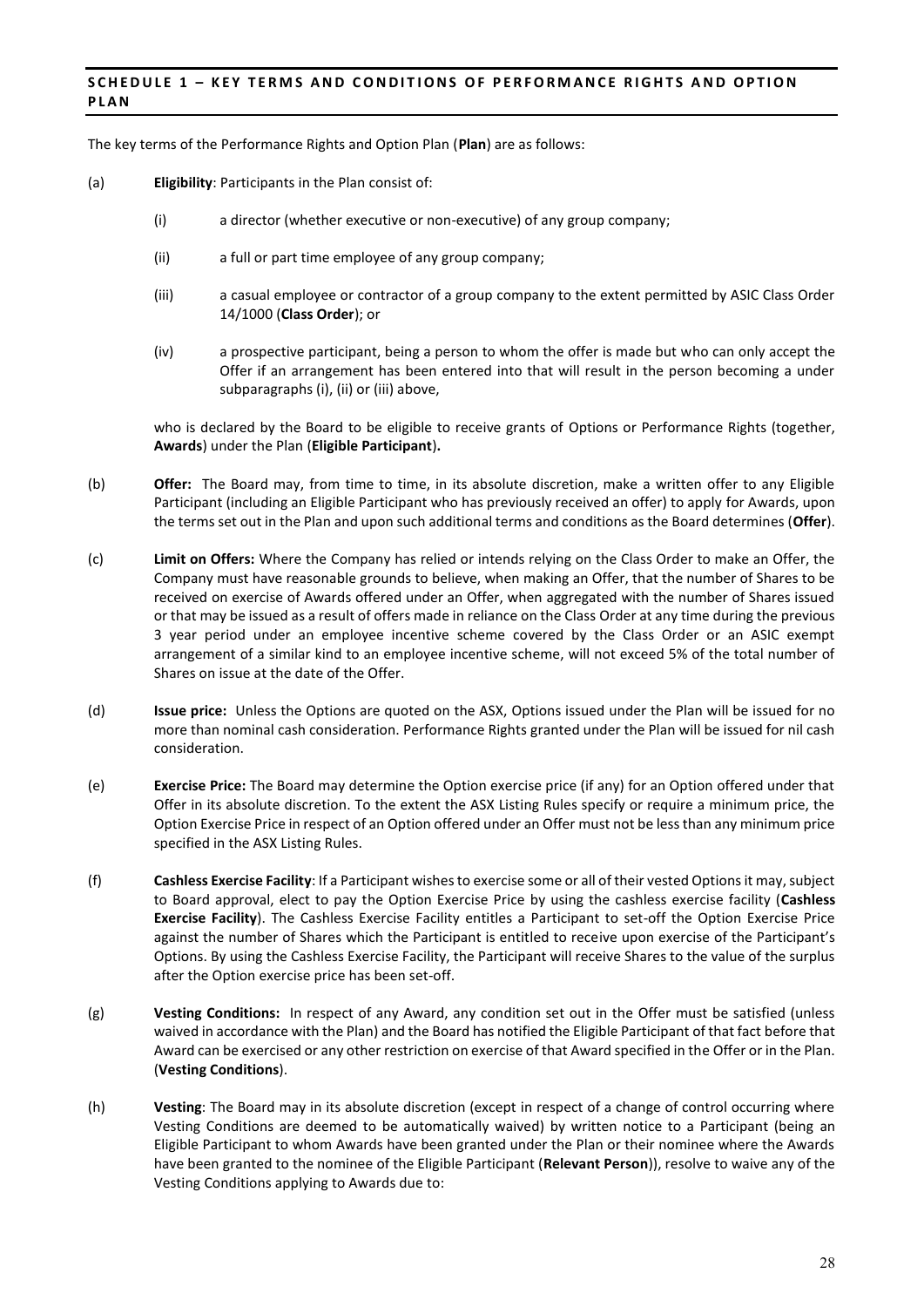## SCHEDULE 1 – KEY TERMS AND CONDITIONS OF PERFORMANCE RIGHTS AND OPTION PLAN

The key terms of the Performance Rights and Option Plan (**Plan**) are as follows:

(a) **Eligibility**: Participants in the Plan consist of:

(i) a director (whether executive or non-executive) of any group company;

(ii) a full or part time employee of any group company;

(iii) a casual employee or contractor of a group company to the extent permitted by ASIC Class Order 14/1000 (**Class Order**); or

(iv) a prospective participant, being a person to whom the offer is made but who can only accept the Offer if an arrangement has been entered into that will result in the person becoming a under subparagraphs (i), (ii) or (iii) above,

who is declared by the Board to be eligible to receive grants of Options or Performance Rights (together, **Awards**) under the Plan (**Eligible Participant**).

(b) **Offer:** The Board may, from time to time, in its absolute discretion, make a written offer to any Eligible Participant (including an Eligible Participant who has previously received an offer) to apply for Awards, upon the terms set out in the Plan and upon such additional terms and conditions as the Board determines (**Offer**).

(c) **Limit on Offers:** Where the Company has relied or intends relying on the Class Order to make an Offer, the Company must have reasonable grounds to believe, when making an Offer, that the number of Shares to be received on exercise of Awards offered under an Offer, when aggregated with the number of Shares issued or that may be issued as a result of offers made in reliance on the Class Order at any time during the previous 3 year period under an employee incentive scheme covered by the Class Order or an ASIC exempt arrangement of a similar kind to an employee incentive scheme, will not exceed 5% of the total number of Shares on issue at the date of the Offer.

(d) **Issue price:** Unless the Options are quoted on the ASX, Options issued under the Plan will be issued for no more than nominal cash consideration. Performance Rights granted under the Plan will be issued for nil cash consideration.

(e) **Exercise Price:** The Board may determine the Option exercise price (if any) for an Option offered under that Offer in its absolute discretion. To the extent the ASX Listing Rules specify or require a minimum price, the Option Exercise Price in respect of an Option offered under an Offer must not be less than any minimum price specified in the ASX Listing Rules.

(f) **Cashless Exercise Facility**: If a Participant wishes to exercise some or all of their vested Options it may, subject to Board approval, elect to pay the Option Exercise Price by using the cashless exercise facility (**Cashless Exercise Facility**). The Cashless Exercise Facility entitles a Participant to set-off the Option Exercise Price against the number of Shares which the Participant is entitled to receive upon exercise of the Participant's Options. By using the Cashless Exercise Facility, the Participant will receive Shares to the value of the surplus after the Option exercise price has been set-off.

(g) **Vesting Conditions:** In respect of any Award, any condition set out in the Offer must be satisfied (unless waived in accordance with the Plan) and the Board has notified the Eligible Participant of that fact before that Award can be exercised or any other restriction on exercise of that Award specified in the Offer or in the Plan. (**Vesting Conditions**).

(h) **Vesting**: The Board may in its absolute discretion (except in respect of a change of control occurring where Vesting Conditions are deemed to be automatically waived) by written notice to a Participant (being an Eligible Participant to whom Awards have been granted under the Plan or their nominee where the Awards have been granted to the nominee of the Eligible Participant (**Relevant Person**)), resolve to waive any of the Vesting Conditions applying to Awards due to: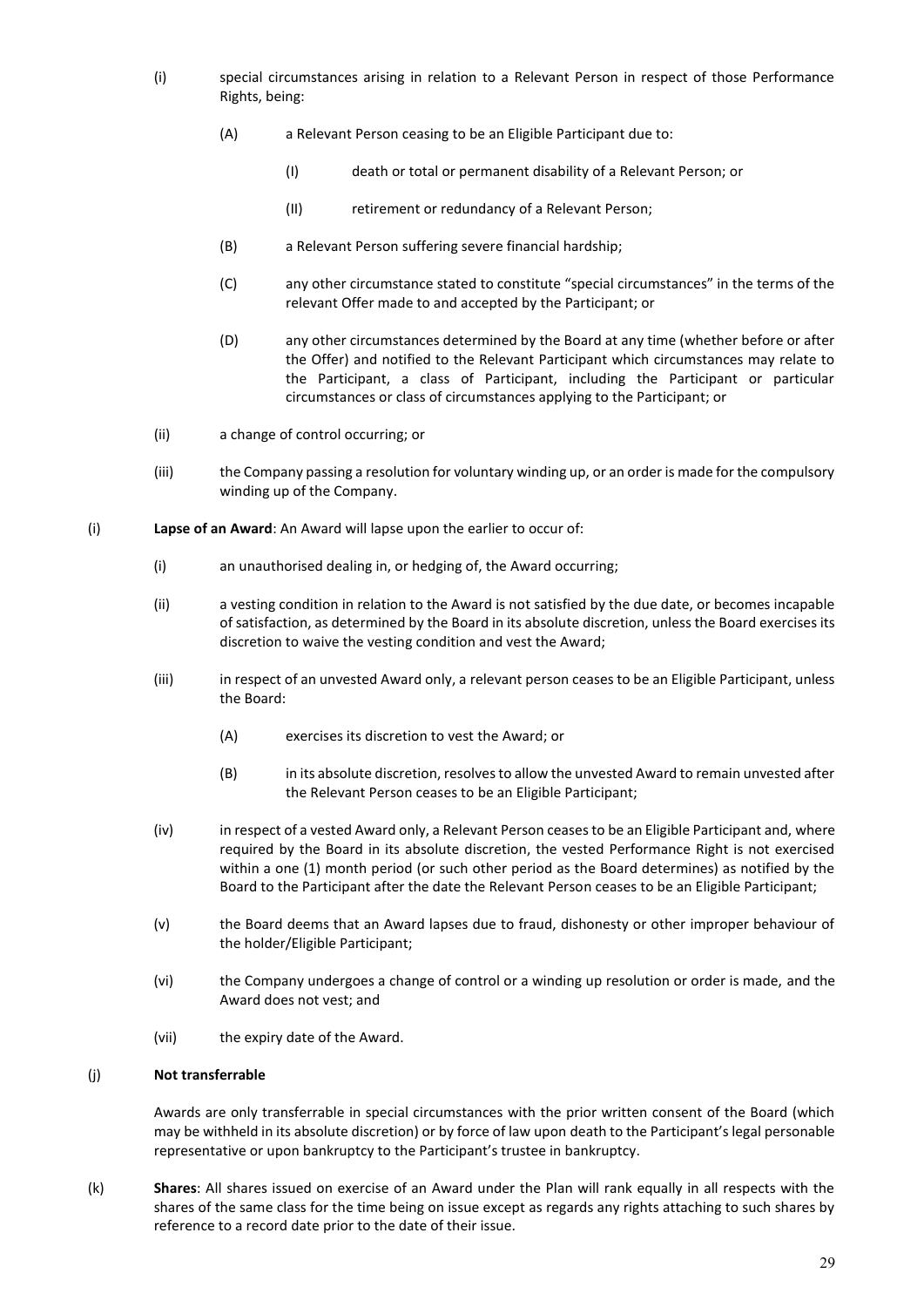(i) special circumstances arising in relation to a Relevant Person in respect of those Performance Rights, being:

   (A) a Relevant Person ceasing to be an Eligible Participant due to:

      (I) death or total or permanent disability of a Relevant Person; or

      (II) retirement or redundancy of a Relevant Person;

   (B) a Relevant Person suffering severe financial hardship;

   (C) any other circumstance stated to constitute "special circumstances" in the terms of the relevant Offer made to and accepted by the Participant; or

   (D) any other circumstances determined by the Board at any time (whether before or after the Offer) and notified to the Relevant Participant which circumstances may relate to the Participant, a class of Participant, including the Participant or particular circumstances or class of circumstances applying to the Participant; or

(ii) a change of control occurring; or

(iii) the Company passing a resolution for voluntary winding up, or an order is made for the compulsory winding up of the Company.

(i) **Lapse of an Award**: An Award will lapse upon the earlier to occur of:

   (i) an unauthorised dealing in, or hedging of, the Award occurring;

   (ii) a vesting condition in relation to the Award is not satisfied by the due date, or becomes incapable of satisfaction, as determined by the Board in its absolute discretion, unless the Board exercises its discretion to waive the vesting condition and vest the Award;

   (iii) in respect of an unvested Award only, a relevant person ceases to be an Eligible Participant, unless the Board:

      (A) exercises its discretion to vest the Award; or

      (B) in its absolute discretion, resolves to allow the unvested Award to remain unvested after the Relevant Person ceases to be an Eligible Participant;

   (iv) in respect of a vested Award only, a Relevant Person ceases to be an Eligible Participant and, where required by the Board in its absolute discretion, the vested Performance Right is not exercised within a one (1) month period (or such other period as the Board determines) as notified by the Board to the Participant after the date the Relevant Person ceases to be an Eligible Participant;

   (v) the Board deems that an Award lapses due to fraud, dishonesty or other improper behaviour of the holder/Eligible Participant;

   (vi) the Company undergoes a change of control or a winding up resolution or order is made, and the Award does not vest; and

   (vii) the expiry date of the Award.

(j) **Not transferrable**

Awards are only transferrable in special circumstances with the prior written consent of the Board (which may be withheld in its absolute discretion) or by force of law upon death to the Participant's legal personable representative or upon bankruptcy to the Participant's trustee in bankruptcy.

(k) **Shares**: All shares issued on exercise of an Award under the Plan will rank equally in all respects with the shares of the same class for the time being on issue except as regards any rights attaching to such shares by reference to a record date prior to the date of their issue.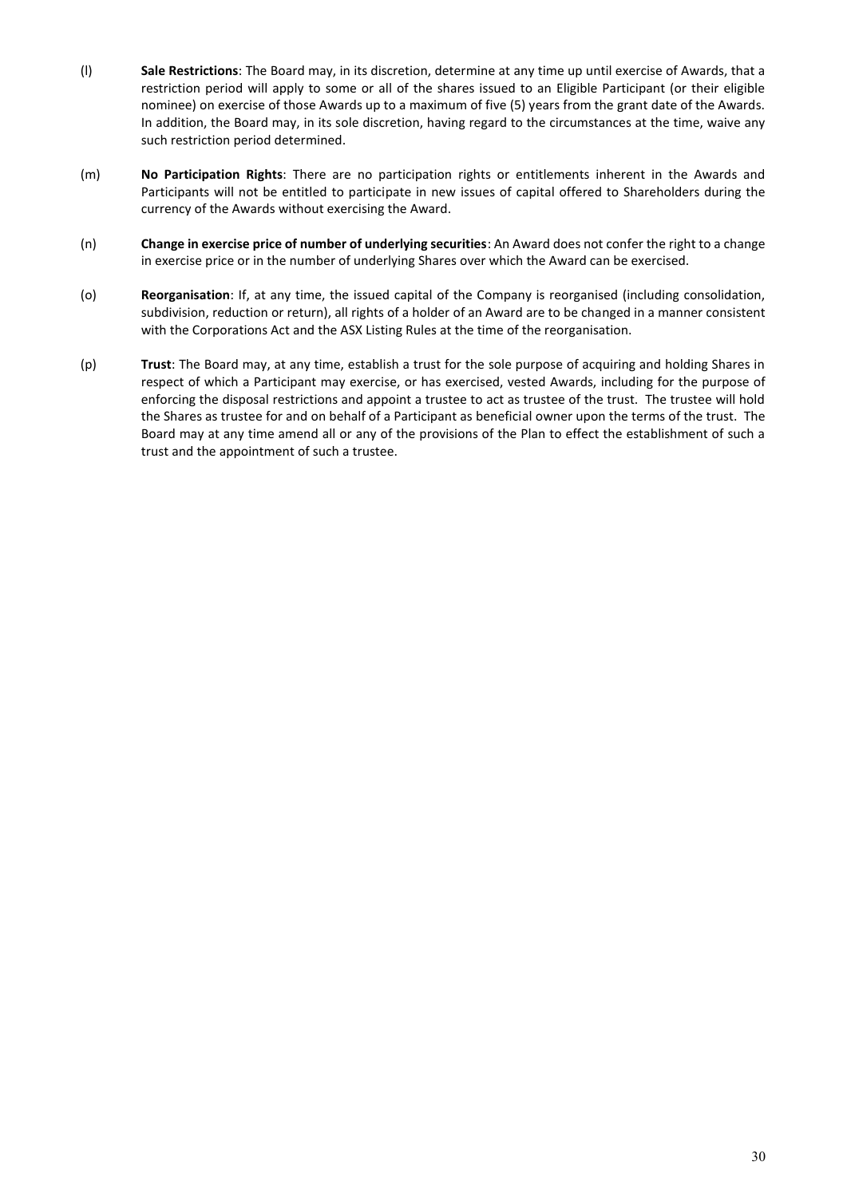(l) **Sale Restrictions**: The Board may, in its discretion, determine at any time up until exercise of Awards, that a restriction period will apply to some or all of the shares issued to an Eligible Participant (or their eligible nominee) on exercise of those Awards up to a maximum of five (5) years from the grant date of the Awards. In addition, the Board may, in its sole discretion, having regard to the circumstances at the time, waive any such restriction period determined.

(m) **No Participation Rights**: There are no participation rights or entitlements inherent in the Awards and Participants will not be entitled to participate in new issues of capital offered to Shareholders during the currency of the Awards without exercising the Award.

(n) **Change in exercise price of number of underlying securities**: An Award does not confer the right to a change in exercise price or in the number of underlying Shares over which the Award can be exercised.

(o) **Reorganisation**: If, at any time, the issued capital of the Company is reorganised (including consolidation, subdivision, reduction or return), all rights of a holder of an Award are to be changed in a manner consistent with the Corporations Act and the ASX Listing Rules at the time of the reorganisation.

(p) **Trust**: The Board may, at any time, establish a trust for the sole purpose of acquiring and holding Shares in respect of which a Participant may exercise, or has exercised, vested Awards, including for the purpose of enforcing the disposal restrictions and appoint a trustee to act as trustee of the trust. The trustee will hold the Shares as trustee for and on behalf of a Participant as beneficial owner upon the terms of the trust. The Board may at any time amend all or any of the provisions of the Plan to effect the establishment of such a trust and the appointment of such a trustee.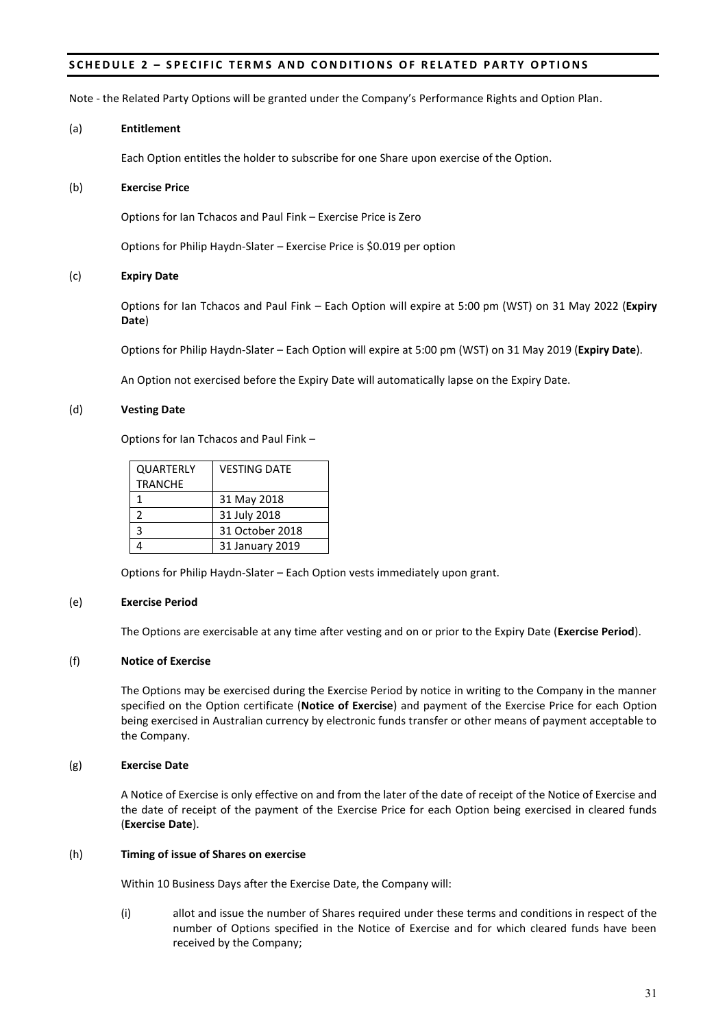## SCHEDULE 2 – SPECIFIC TERMS AND CONDITIONS OF RELATED PARTY OPTIONS

Note - the Related Party Options will be granted under the Company's Performance Rights and Option Plan.

(a) **Entitlement**

Each Option entitles the holder to subscribe for one Share upon exercise of the Option.

(b) **Exercise Price**

Options for Ian Tchacos and Paul Fink – Exercise Price is Zero

Options for Philip Haydn-Slater – Exercise Price is $0.019 per option

(c) **Expiry Date**

Options for Ian Tchacos and Paul Fink – Each Option will expire at 5:00 pm (WST) on 31 May 2022 (**Expiry Date**)

Options for Philip Haydn-Slater – Each Option will expire at 5:00 pm (WST) on 31 May 2019 (**Expiry Date**).

An Option not exercised before the Expiry Date will automatically lapse on the Expiry Date.

(d) **Vesting Date**

Options for Ian Tchacos and Paul Fink –

| QUARTERLY TRANCHE | VESTING DATE |
|---|---|
| 1 | 31 May 2018 |
| 2 | 31 July 2018 |
| 3 | 31 October 2018 |
| 4 | 31 January 2019 |

Options for Philip Haydn-Slater – Each Option vests immediately upon grant.

(e) **Exercise Period**

The Options are exercisable at any time after vesting and on or prior to the Expiry Date (**Exercise Period**).

(f) **Notice of Exercise**

The Options may be exercised during the Exercise Period by notice in writing to the Company in the manner specified on the Option certificate (**Notice of Exercise**) and payment of the Exercise Price for each Option being exercised in Australian currency by electronic funds transfer or other means of payment acceptable to the Company.

(g) **Exercise Date**

A Notice of Exercise is only effective on and from the later of the date of receipt of the Notice of Exercise and the date of receipt of the payment of the Exercise Price for each Option being exercised in cleared funds (**Exercise Date**).

(h) **Timing of issue of Shares on exercise**

Within 10 Business Days after the Exercise Date, the Company will:

(i) allot and issue the number of Shares required under these terms and conditions in respect of the number of Options specified in the Notice of Exercise and for which cleared funds have been received by the Company;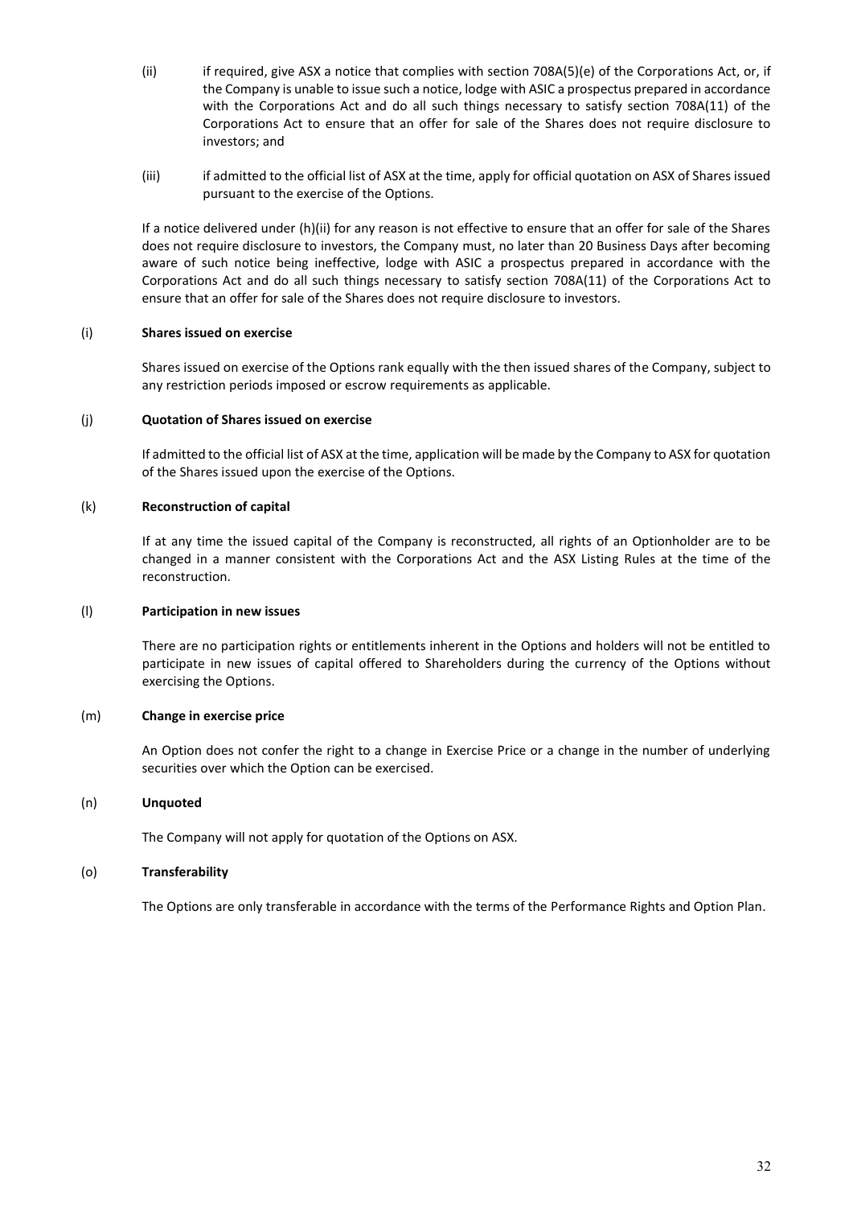(ii) if required, give ASX a notice that complies with section 708A(5)(e) of the Corporations Act, or, if the Company is unable to issue such a notice, lodge with ASIC a prospectus prepared in accordance with the Corporations Act and do all such things necessary to satisfy section 708A(11) of the Corporations Act to ensure that an offer for sale of the Shares does not require disclosure to investors; and

(iii) if admitted to the official list of ASX at the time, apply for official quotation on ASX of Shares issued pursuant to the exercise of the Options.

If a notice delivered under (h)(ii) for any reason is not effective to ensure that an offer for sale of the Shares does not require disclosure to investors, the Company must, no later than 20 Business Days after becoming aware of such notice being ineffective, lodge with ASIC a prospectus prepared in accordance with the Corporations Act and do all such things necessary to satisfy section 708A(11) of the Corporations Act to ensure that an offer for sale of the Shares does not require disclosure to investors.

(i) **Shares issued on exercise**

Shares issued on exercise of the Options rank equally with the then issued shares of the Company, subject to any restriction periods imposed or escrow requirements as applicable.

(j) **Quotation of Shares issued on exercise**

If admitted to the official list of ASX at the time, application will be made by the Company to ASX for quotation of the Shares issued upon the exercise of the Options.

(k) **Reconstruction of capital**

If at any time the issued capital of the Company is reconstructed, all rights of an Optionholder are to be changed in a manner consistent with the Corporations Act and the ASX Listing Rules at the time of the reconstruction.

(l) **Participation in new issues**

There are no participation rights or entitlements inherent in the Options and holders will not be entitled to participate in new issues of capital offered to Shareholders during the currency of the Options without exercising the Options.

(m) **Change in exercise price**

An Option does not confer the right to a change in Exercise Price or a change in the number of underlying securities over which the Option can be exercised.

(n) **Unquoted**

The Company will not apply for quotation of the Options on ASX.

(o) **Transferability**

The Options are only transferable in accordance with the terms of the Performance Rights and Option Plan.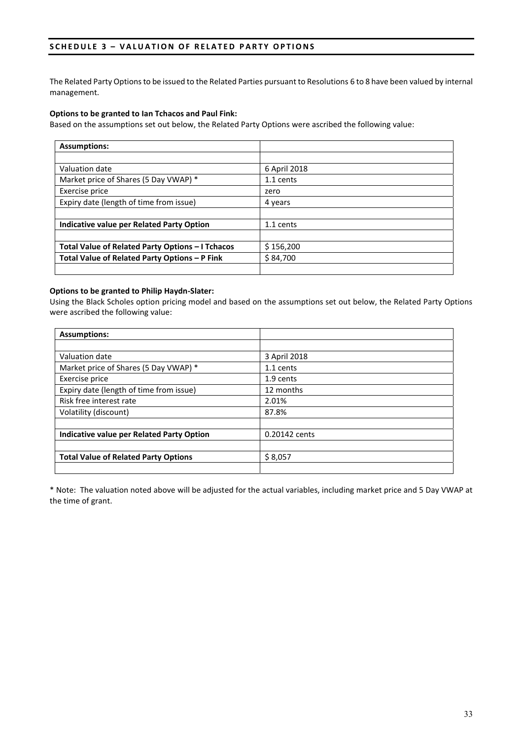## SCHEDULE 3 – VALUATION OF RELATED PARTY OPTIONS

The Related Party Options to be issued to the Related Parties pursuant to Resolutions 6 to 8 have been valued by internal management.

**Options to be granted to Ian Tchacos and Paul Fink:**

Based on the assumptions set out below, the Related Party Options were ascribed the following value:

| **Assumptions:** | |
|---|---|
| | |
| Valuation date | 6 April 2018 |
| Market price of Shares (5 Day VWAP) * | 1.1 cents |
| Exercise price | zero |
| Expiry date (length of time from issue) | 4 years |
| | |
| **Indicative value per Related Party Option** | 1.1 cents |
| | |
| **Total Value of Related Party Options – I Tchacos** | $ 156,200 |
| **Total Value of Related Party Options – P Fink** | $ 84,700 |
| | |

**Options to be granted to Philip Haydn-Slater:**

Using the Black Scholes option pricing model and based on the assumptions set out below, the Related Party Options were ascribed the following value:

| **Assumptions:** | |
|---|---|
| | |
| Valuation date | 3 April 2018 |
| Market price of Shares (5 Day VWAP) * | 1.1 cents |
| Exercise price | 1.9 cents |
| Expiry date (length of time from issue) | 12 months |
| Risk free interest rate | 2.01% |
| Volatility (discount) | 87.8% |
| | |
| **Indicative value per Related Party Option** | 0.20142 cents |
| | |
| **Total Value of Related Party Options** | $ 8,057 |
| | |

* Note: The valuation noted above will be adjusted for the actual variables, including market price and 5 Day VWAP at the time of grant.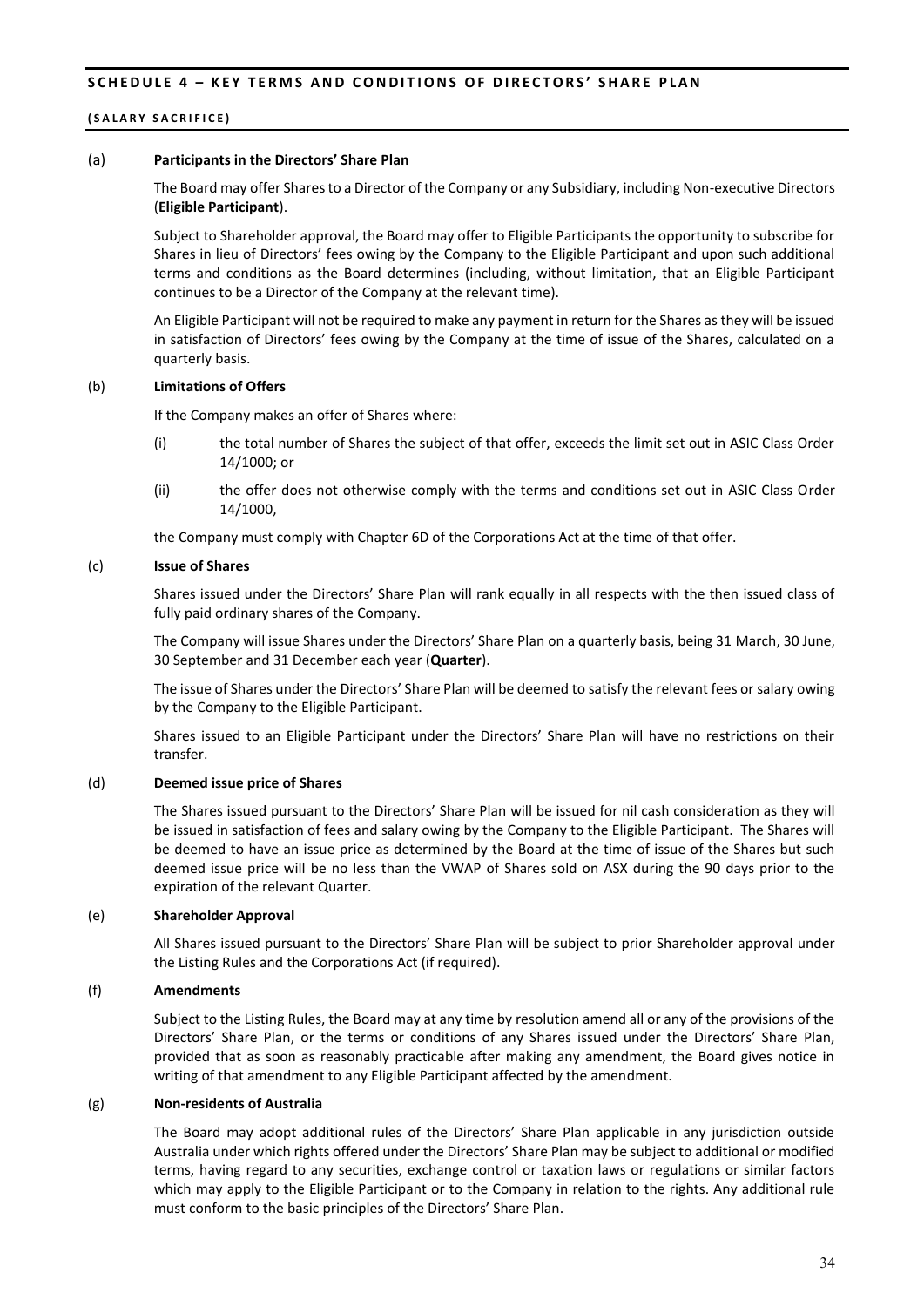## SCHEDULE 4 – KEY TERMS AND CONDITIONS OF DIRECTORS' SHARE PLAN

### (SALARY SACRIFICE)

**(a) Participants in the Directors' Share Plan**

The Board may offer Shares to a Director of the Company or any Subsidiary, including Non-executive Directors (**Eligible Participant**).

Subject to Shareholder approval, the Board may offer to Eligible Participants the opportunity to subscribe for Shares in lieu of Directors' fees owing by the Company to the Eligible Participant and upon such additional terms and conditions as the Board determines (including, without limitation, that an Eligible Participant continues to be a Director of the Company at the relevant time).

An Eligible Participant will not be required to make any payment in return for the Shares as they will be issued in satisfaction of Directors' fees owing by the Company at the time of issue of the Shares, calculated on a quarterly basis.

**(b) Limitations of Offers**

If the Company makes an offer of Shares where:

(i) the total number of Shares the subject of that offer, exceeds the limit set out in ASIC Class Order 14/1000; or

(ii) the offer does not otherwise comply with the terms and conditions set out in ASIC Class Order 14/1000,

the Company must comply with Chapter 6D of the Corporations Act at the time of that offer.

**(c) Issue of Shares**

Shares issued under the Directors' Share Plan will rank equally in all respects with the then issued class of fully paid ordinary shares of the Company.

The Company will issue Shares under the Directors' Share Plan on a quarterly basis, being 31 March, 30 June, 30 September and 31 December each year (**Quarter**).

The issue of Shares under the Directors' Share Plan will be deemed to satisfy the relevant fees or salary owing by the Company to the Eligible Participant.

Shares issued to an Eligible Participant under the Directors' Share Plan will have no restrictions on their transfer.

**(d) Deemed issue price of Shares**

The Shares issued pursuant to the Directors' Share Plan will be issued for nil cash consideration as they will be issued in satisfaction of fees and salary owing by the Company to the Eligible Participant. The Shares will be deemed to have an issue price as determined by the Board at the time of issue of the Shares but such deemed issue price will be no less than the VWAP of Shares sold on ASX during the 90 days prior to the expiration of the relevant Quarter.

**(e) Shareholder Approval**

All Shares issued pursuant to the Directors' Share Plan will be subject to prior Shareholder approval under the Listing Rules and the Corporations Act (if required).

**(f) Amendments**

Subject to the Listing Rules, the Board may at any time by resolution amend all or any of the provisions of the Directors' Share Plan, or the terms or conditions of any Shares issued under the Directors' Share Plan, provided that as soon as reasonably practicable after making any amendment, the Board gives notice in writing of that amendment to any Eligible Participant affected by the amendment.

**(g) Non-residents of Australia**

The Board may adopt additional rules of the Directors' Share Plan applicable in any jurisdiction outside Australia under which rights offered under the Directors' Share Plan may be subject to additional or modified terms, having regard to any securities, exchange control or taxation laws or regulations or similar factors which may apply to the Eligible Participant or to the Company in relation to the rights. Any additional rule must conform to the basic principles of the Directors' Share Plan.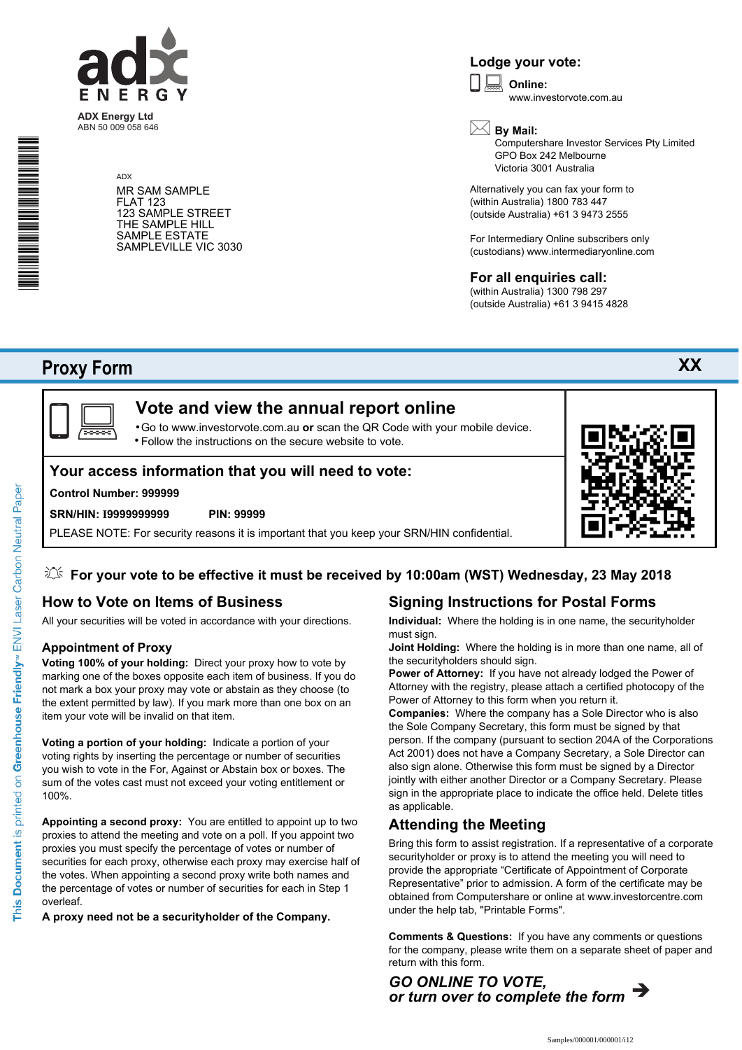ADX Energy Ltd
ABN 50 009 058 646

ADX

MR SAM SAMPLE
FLAT 123
123 SAMPLE STREET
THE SAMPLE HILL
SAMPLE ESTATE
SAMPLEVILLE VIC 3030

## Lodge your vote:

**Online:**
www.investorvote.com.au

**By Mail:**
Computershare Investor Services Pty Limited
GPO Box 242 Melbourne
Victoria 3001 Australia

Alternatively you can fax your form to
(within Australia) 1800 783 447
(outside Australia) +61 3 9473 2555

For Intermediary Online subscribers only
(custodians) www.intermediaryonline.com

## For all enquiries call:

(within Australia) 1300 798 297
(outside Australia) +61 3 9415 4828

# Proxy Form

**XX**

## Vote and view the annual report online

- Go to www.investorvote.com.au **or** scan the QR Code with your mobile device.
- Follow the instructions on the secure website to vote.

## Your access information that you will need to vote:

**Control Number: 999999**

**SRN/HIN: I9999999999** **PIN: 99999**

PLEASE NOTE: For security reasons it is important that you keep your SRN/HIN confidential.

**For your vote to be effective it must be received by 10:00am (WST) Wednesday, 23 May 2018**

## How to Vote on Items of Business

All your securities will be voted in accordance with your directions.

### Appointment of Proxy

**Voting 100% of your holding:** Direct your proxy how to vote by marking one of the boxes opposite each item of business. If you do not mark a box your proxy may vote or abstain as they choose (to the extent permitted by law). If you mark more than one box on an item your vote will be invalid on that item.

**Voting a portion of your holding:** Indicate a portion of your voting rights by inserting the percentage or number of securities you wish to vote in the For, Against or Abstain box or boxes. The sum of the votes cast must not exceed your voting entitlement or 100%.

**Appointing a second proxy:** You are entitled to appoint up to two proxies to attend the meeting and vote on a poll. If you appoint two proxies you must specify the percentage of votes or number of securities for each proxy, otherwise each proxy may exercise half of the votes. When appointing a second proxy write both names and the percentage of votes or number of securities for each in Step 1 overleaf.

**A proxy need not be a securityholder of the Company.**

## Signing Instructions for Postal Forms

**Individual:** Where the holding is in one name, the securityholder must sign.

**Joint Holding:** Where the holding is in more than one name, all of the securityholders should sign.

**Power of Attorney:** If you have not already lodged the Power of Attorney with the registry, please attach a certified photocopy of the Power of Attorney to this form when you return it.

**Companies:** Where the company has a Sole Director who is also the Sole Company Secretary, this form must be signed by that person. If the company (pursuant to section 204A of the Corporations Act 2001) does not have a Company Secretary, a Sole Director can also sign alone. Otherwise this form must be signed by a Director jointly with either another Director or a Company Secretary. Please sign in the appropriate place to indicate the office held. Delete titles as applicable.

## Attending the Meeting

Bring this form to assist registration. If a representative of a corporate securityholder or proxy is to attend the meeting you will need to provide the appropriate "Certificate of Appointment of Corporate Representative" prior to admission. A form of the certificate may be obtained from Computershare or online at www.investorcentre.com under the help tab, "Printable Forms".

**Comments & Questions:** If you have any comments or questions for the company, please write them on a separate sheet of paper and return with this form.

***GO ONLINE TO VOTE,***
***or turn over to complete the form*** ➔

This Document is printed on Greenhouse Friendly™ ENVI Laser Carbon Neutral Paper

Samples/000001/000001/i12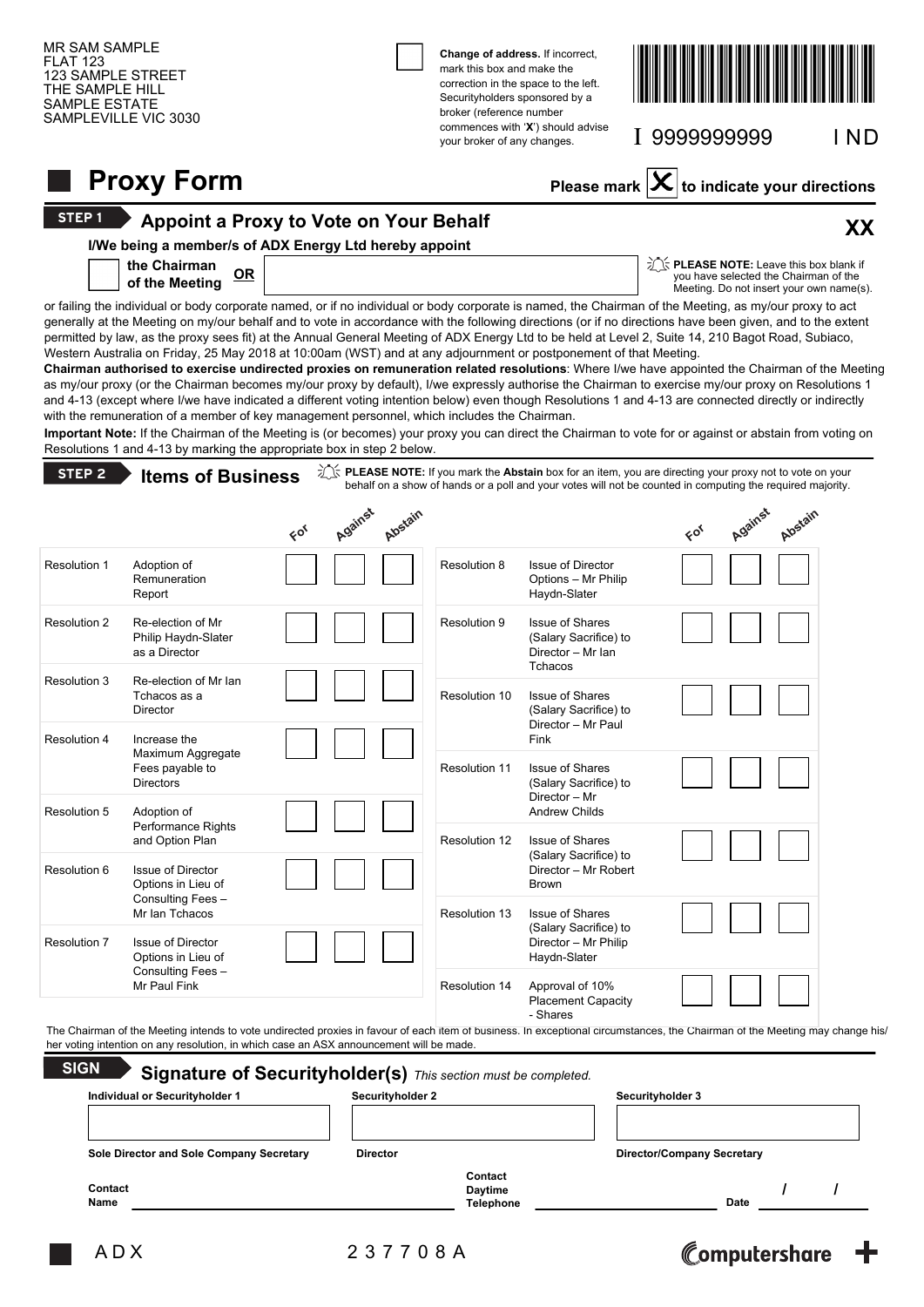MR SAM SAMPLE
FLAT 123
123 SAMPLE STREET
THE SAMPLE HILL
SAMPLE ESTATE
SAMPLEVILLE VIC 3030

**Change of address.** If incorrect, mark this box and make the correction in the space to the left. Securityholders sponsored by a broker (reference number commences with '**X**') should advise your broker of any changes.

I 9999999999 I ND

# Proxy Form

**Please mark X to indicate your directions**

## STEP 1 Appoint a Proxy to Vote on Your Behalf

**XX**

**I/We being a member/s of ADX Energy Ltd hereby appoint**

**the Chairman of the Meeting** **OR**

**PLEASE NOTE:** Leave this box blank if you have selected the Chairman of the Meeting. Do not insert your own name(s).

or failing the individual or body corporate named, or if no individual or body corporate is named, the Chairman of the Meeting, as my/our proxy to act generally at the Meeting on my/our behalf and to vote in accordance with the following directions (or if no directions have been given, and to the extent permitted by law, as the proxy sees fit) at the Annual General Meeting of ADX Energy Ltd to be held at Level 2, Suite 14, 210 Bagot Road, Subiaco, Western Australia on Friday, 25 May 2018 at 10:00am (WST) and at any adjournment or postponement of that Meeting.

**Chairman authorised to exercise undirected proxies on remuneration related resolutions**: Where I/we have appointed the Chairman of the Meeting as my/our proxy (or the Chairman becomes my/our proxy by default), I/we expressly authorise the Chairman to exercise my/our proxy on Resolutions 1 and 4-13 (except where I/we have indicated a different voting intention below) even though Resolutions 1 and 4-13 are connected directly or indirectly with the remuneration of a member of key management personnel, which includes the Chairman.

**Important Note:** If the Chairman of the Meeting is (or becomes) your proxy you can direct the Chairman to vote for or against or abstain from voting on Resolutions 1 and 4-13 by marking the appropriate box in step 2 below.

## STEP 2 Items of Business

**PLEASE NOTE:** If you mark the **Abstain** box for an item, you are directing your proxy not to vote on your behalf on a show of hands or a poll and your votes will not be counted in computing the required majority.

| | | For | Against | Abstain |
|---|---|---|---|---|
| Resolution 1 | Adoption of Remuneration Report | | | |
| Resolution 2 | Re-election of Mr Philip Haydn-Slater as a Director | | | |
| Resolution 3 | Re-election of Mr Ian Tchacos as a Director | | | |
| Resolution 4 | Increase the Maximum Aggregate Fees payable to Directors | | | |
| Resolution 5 | Adoption of Performance Rights and Option Plan | | | |
| Resolution 6 | Issue of Director Options in Lieu of Consulting Fees – Mr Ian Tchacos | | | |
| Resolution 7 | Issue of Director Options in Lieu of Consulting Fees – Mr Paul Fink | | | |
| Resolution 8 | Issue of Director Options – Mr Philip Haydn-Slater | | | |
| Resolution 9 | Issue of Shares (Salary Sacrifice) to Director – Mr Ian Tchacos | | | |
| Resolution 10 | Issue of Shares (Salary Sacrifice) to Director – Mr Paul Fink | | | |
| Resolution 11 | Issue of Shares (Salary Sacrifice) to Director – Mr Andrew Childs | | | |
| Resolution 12 | Issue of Shares (Salary Sacrifice) to Director – Mr Robert Brown | | | |
| Resolution 13 | Issue of Shares (Salary Sacrifice) to Director – Mr Philip Haydn-Slater | | | |
| Resolution 14 | Approval of 10% Placement Capacity - Shares | | | |

The Chairman of the Meeting intends to vote undirected proxies in favour of each item of business. In exceptional circumstances, the Chairman of the Meeting may change his/her voting intention on any resolution, in which case an ASX announcement will be made.

## SIGN Signature of Securityholder(s) *This section must be completed.*

| Individual or Securityholder 1 | Securityholder 2 | Securityholder 3 |
|---|---|---|
| | | |
| Sole Director and Sole Company Secretary | Director | Director/Company Secretary |

Contact Name ____________ Contact Daytime Telephone ____________ Date ___ / ___ / ___

ADX 237708A